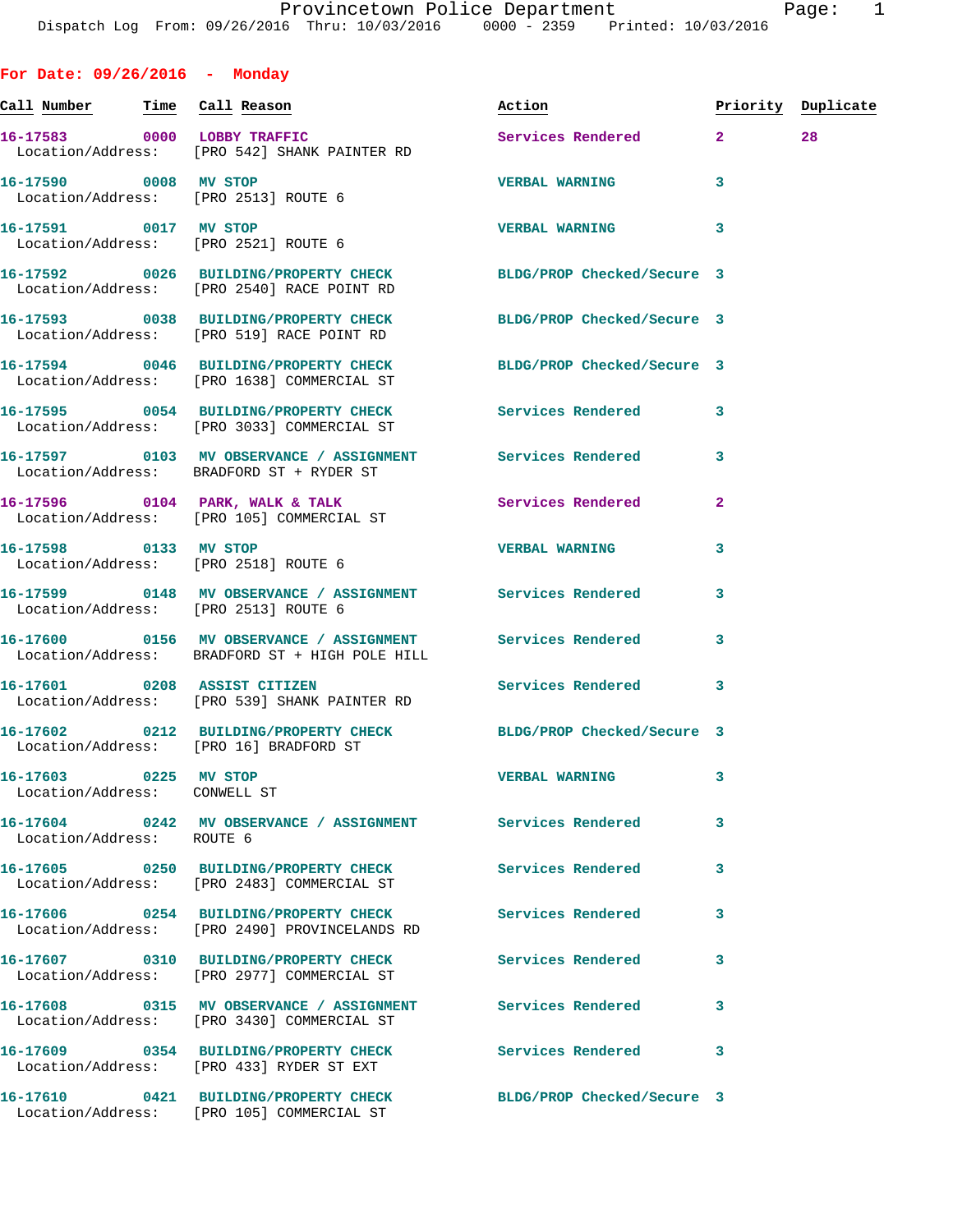Provincetown Police Department
Dispatch Log From: 09/26/2016 Thru: 10/03/2016 0000 - 2359 Printed: 10/03/2016

## For Date: 09/26/2016 - Monday

| Call Number | Time | Call Reason | Action | Priority | Duplicate |
|---|---|---|---|---|---|
| 16-17583 | 0000 | LOBBY TRAFFIC | Services Rendered | 2 | 28 |
| Location/Address: | | [PRO 542] SHANK PAINTER RD | | | |
| 16-17590 | 0008 | MV STOP | VERBAL WARNING | 3 | |
| Location/Address: | | [PRO 2513] ROUTE 6 | | | |
| 16-17591 | 0017 | MV STOP | VERBAL WARNING | 3 | |
| Location/Address: | | [PRO 2521] ROUTE 6 | | | |
| 16-17592 | 0026 | BUILDING/PROPERTY CHECK | BLDG/PROP Checked/Secure | 3 | |
| Location/Address: | | [PRO 2540] RACE POINT RD | | | |
| 16-17593 | 0038 | BUILDING/PROPERTY CHECK | BLDG/PROP Checked/Secure | 3 | |
| Location/Address: | | [PRO 519] RACE POINT RD | | | |
| 16-17594 | 0046 | BUILDING/PROPERTY CHECK | BLDG/PROP Checked/Secure | 3 | |
| Location/Address: | | [PRO 1638] COMMERCIAL ST | | | |
| 16-17595 | 0054 | BUILDING/PROPERTY CHECK | Services Rendered | 3 | |
| Location/Address: | | [PRO 3033] COMMERCIAL ST | | | |
| 16-17597 | 0103 | MV OBSERVANCE / ASSIGNMENT | Services Rendered | 3 | |
| Location/Address: | | BRADFORD ST + RYDER ST | | | |
| 16-17596 | 0104 | PARK, WALK & TALK | Services Rendered | 2 | |
| Location/Address: | | [PRO 105] COMMERCIAL ST | | | |
| 16-17598 | 0133 | MV STOP | VERBAL WARNING | 3 | |
| Location/Address: | | [PRO 2518] ROUTE 6 | | | |
| 16-17599 | 0148 | MV OBSERVANCE / ASSIGNMENT | Services Rendered | 3 | |
| Location/Address: | | [PRO 2513] ROUTE 6 | | | |
| 16-17600 | 0156 | MV OBSERVANCE / ASSIGNMENT | Services Rendered | 3 | |
| Location/Address: | | BRADFORD ST + HIGH POLE HILL | | | |
| 16-17601 | 0208 | ASSIST CITIZEN | Services Rendered | 3 | |
| Location/Address: | | [PRO 539] SHANK PAINTER RD | | | |
| 16-17602 | 0212 | BUILDING/PROPERTY CHECK | BLDG/PROP Checked/Secure | 3 | |
| Location/Address: | | [PRO 16] BRADFORD ST | | | |
| 16-17603 | 0225 | MV STOP | VERBAL WARNING | 3 | |
| Location/Address: | | CONWELL ST | | | |
| 16-17604 | 0242 | MV OBSERVANCE / ASSIGNMENT | Services Rendered | 3 | |
| Location/Address: | | ROUTE 6 | | | |
| 16-17605 | 0250 | BUILDING/PROPERTY CHECK | Services Rendered | 3 | |
| Location/Address: | | [PRO 2483] COMMERCIAL ST | | | |
| 16-17606 | 0254 | BUILDING/PROPERTY CHECK | Services Rendered | 3 | |
| Location/Address: | | [PRO 2490] PROVINCELANDS RD | | | |
| 16-17607 | 0310 | BUILDING/PROPERTY CHECK | Services Rendered | 3 | |
| Location/Address: | | [PRO 2977] COMMERCIAL ST | | | |
| 16-17608 | 0315 | MV OBSERVANCE / ASSIGNMENT | Services Rendered | 3 | |
| Location/Address: | | [PRO 3430] COMMERCIAL ST | | | |
| 16-17609 | 0354 | BUILDING/PROPERTY CHECK | Services Rendered | 3 | |
| Location/Address: | | [PRO 433] RYDER ST EXT | | | |
| 16-17610 | 0421 | BUILDING/PROPERTY CHECK | BLDG/PROP Checked/Secure | 3 | |
| Location/Address: | | [PRO 105] COMMERCIAL ST | | | |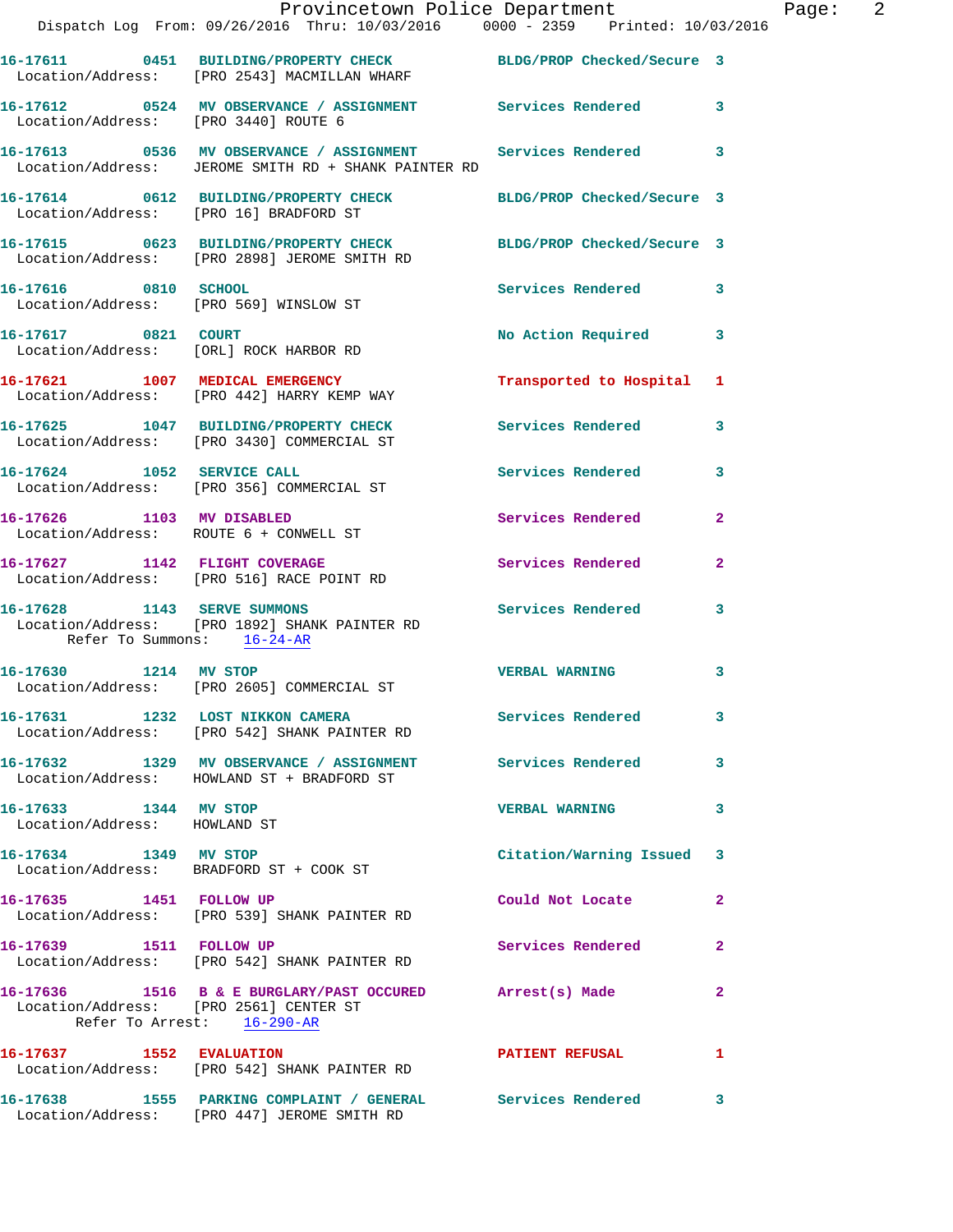| Call Number | Time | Call Reason | Action | Priority |
|---|---|---|---|---|
| 16-17611 | 0451 | BUILDING/PROPERTY CHECK | BLDG/PROP Checked/Secure | 3 |
| Location/Address: [PRO 2543] MACMILLAN WHARF | | | | |
| 16-17612 | 0524 | MV OBSERVANCE / ASSIGNMENT | Services Rendered | 3 |
| Location/Address: [PRO 3440] ROUTE 6 | | | | |
| 16-17613 | 0536 | MV OBSERVANCE / ASSIGNMENT | Services Rendered | 3 |
| Location/Address: JEROME SMITH RD + SHANK PAINTER RD | | | | |
| 16-17614 | 0612 | BUILDING/PROPERTY CHECK | BLDG/PROP Checked/Secure | 3 |
| Location/Address: [PRO 16] BRADFORD ST | | | | |
| 16-17615 | 0623 | BUILDING/PROPERTY CHECK | BLDG/PROP Checked/Secure | 3 |
| Location/Address: [PRO 2898] JEROME SMITH RD | | | | |
| 16-17616 | 0810 | SCHOOL | Services Rendered | 3 |
| Location/Address: [PRO 569] WINSLOW ST | | | | |
| 16-17617 | 0821 | COURT | No Action Required | 3 |
| Location/Address: [ORL] ROCK HARBOR RD | | | | |
| 16-17621 | 1007 | MEDICAL EMERGENCY | Transported to Hospital | 1 |
| Location/Address: [PRO 442] HARRY KEMP WAY | | | | |
| 16-17625 | 1047 | BUILDING/PROPERTY CHECK | Services Rendered | 3 |
| Location/Address: [PRO 3430] COMMERCIAL ST | | | | |
| 16-17624 | 1052 | SERVICE CALL | Services Rendered | 3 |
| Location/Address: [PRO 356] COMMERCIAL ST | | | | |
| 16-17626 | 1103 | MV DISABLED | Services Rendered | 2 |
| Location/Address: ROUTE 6 + CONWELL ST | | | | |
| 16-17627 | 1142 | FLIGHT COVERAGE | Services Rendered | 2 |
| Location/Address: [PRO 516] RACE POINT RD | | | | |
| 16-17628 | 1143 | SERVE SUMMONS | Services Rendered | 3 |
| Location/Address: [PRO 1892] SHANK PAINTER RD; Refer To Summons: 16-24-AR | | | | |
| 16-17630 | 1214 | MV STOP | VERBAL WARNING | 3 |
| Location/Address: [PRO 2605] COMMERCIAL ST | | | | |
| 16-17631 | 1232 | LOST NIKKON CAMERA | Services Rendered | 3 |
| Location/Address: [PRO 542] SHANK PAINTER RD | | | | |
| 16-17632 | 1329 | MV OBSERVANCE / ASSIGNMENT | Services Rendered | 3 |
| Location/Address: HOWLAND ST + BRADFORD ST | | | | |
| 16-17633 | 1344 | MV STOP | VERBAL WARNING | 3 |
| Location/Address: HOWLAND ST | | | | |
| 16-17634 | 1349 | MV STOP | Citation/Warning Issued | 3 |
| Location/Address: BRADFORD ST + COOK ST | | | | |
| 16-17635 | 1451 | FOLLOW UP | Could Not Locate | 2 |
| Location/Address: [PRO 539] SHANK PAINTER RD | | | | |
| 16-17639 | 1511 | FOLLOW UP | Services Rendered | 2 |
| Location/Address: [PRO 542] SHANK PAINTER RD | | | | |
| 16-17636 | 1516 | B & E BURGLARY/PAST OCCURED | Arrest(s) Made | 2 |
| Location/Address: [PRO 2561] CENTER ST; Refer To Arrest: 16-290-AR | | | | |
| 16-17637 | 1552 | EVALUATION | PATIENT REFUSAL | 1 |
| Location/Address: [PRO 542] SHANK PAINTER RD | | | | |
| 16-17638 | 1555 | PARKING COMPLAINT / GENERAL | Services Rendered | 3 |
| Location/Address: [PRO 447] JEROME SMITH RD | | | | |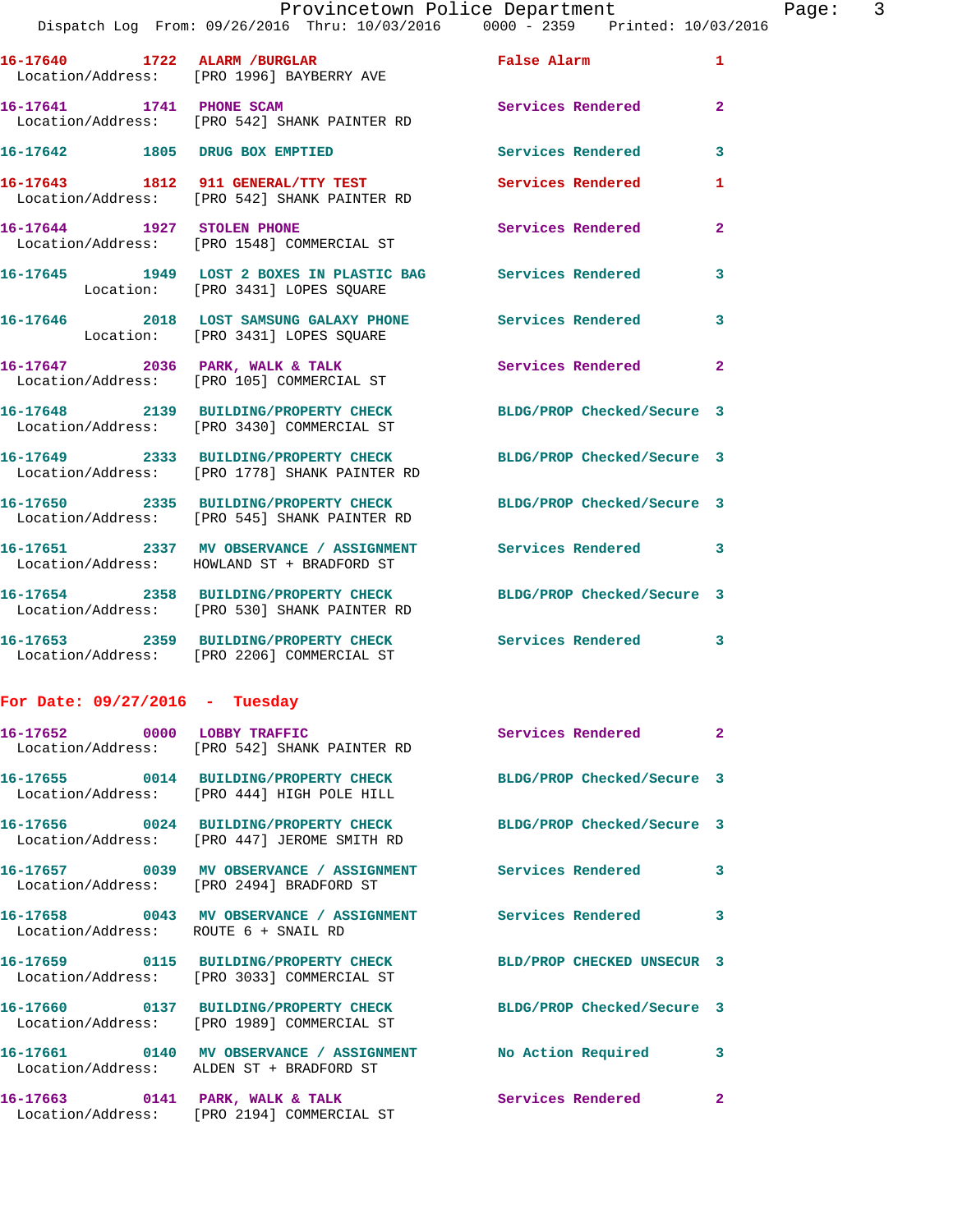16-17640 1722 ALARM /BURGLAR False Alarm 1
Location/Address: [PRO 1996] BAYBERRY AVE

16-17641 1741 PHONE SCAM Services Rendered 2
Location/Address: [PRO 542] SHANK PAINTER RD

16-17642 1805 DRUG BOX EMPTIED Services Rendered 3

16-17643 1812 911 GENERAL/TTY TEST Services Rendered 1
Location/Address: [PRO 542] SHANK PAINTER RD

16-17644 1927 STOLEN PHONE Services Rendered 2
Location/Address: [PRO 1548] COMMERCIAL ST

16-17645 1949 LOST 2 BOXES IN PLASTIC BAG Services Rendered 3
Location: [PRO 3431] LOPES SQUARE

16-17646 2018 LOST SAMSUNG GALAXY PHONE Services Rendered 3
Location: [PRO 3431] LOPES SQUARE

16-17647 2036 PARK, WALK & TALK Services Rendered 2
Location/Address: [PRO 105] COMMERCIAL ST

16-17648 2139 BUILDING/PROPERTY CHECK BLDG/PROP Checked/Secure 3
Location/Address: [PRO 3430] COMMERCIAL ST

16-17649 2333 BUILDING/PROPERTY CHECK BLDG/PROP Checked/Secure 3
Location/Address: [PRO 1778] SHANK PAINTER RD

16-17650 2335 BUILDING/PROPERTY CHECK BLDG/PROP Checked/Secure 3
Location/Address: [PRO 545] SHANK PAINTER RD

16-17651 2337 MV OBSERVANCE / ASSIGNMENT Services Rendered 3
Location/Address: HOWLAND ST + BRADFORD ST

16-17654 2358 BUILDING/PROPERTY CHECK BLDG/PROP Checked/Secure 3
Location/Address: [PRO 530] SHANK PAINTER RD

16-17653 2359 BUILDING/PROPERTY CHECK Services Rendered 3
Location/Address: [PRO 2206] COMMERCIAL ST

**For Date: 09/27/2016 - Tuesday**

16-17652 0000 LOBBY TRAFFIC Services Rendered 2
Location/Address: [PRO 542] SHANK PAINTER RD

16-17655 0014 BUILDING/PROPERTY CHECK BLDG/PROP Checked/Secure 3
Location/Address: [PRO 444] HIGH POLE HILL

16-17656 0024 BUILDING/PROPERTY CHECK BLDG/PROP Checked/Secure 3
Location/Address: [PRO 447] JEROME SMITH RD

16-17657 0039 MV OBSERVANCE / ASSIGNMENT Services Rendered 3
Location/Address: [PRO 2494] BRADFORD ST

16-17658 0043 MV OBSERVANCE / ASSIGNMENT Services Rendered 3
Location/Address: ROUTE 6 + SNAIL RD

16-17659 0115 BUILDING/PROPERTY CHECK BLD/PROP CHECKED UNSECUR 3
Location/Address: [PRO 3033] COMMERCIAL ST

16-17660 0137 BUILDING/PROPERTY CHECK BLDG/PROP Checked/Secure 3
Location/Address: [PRO 1989] COMMERCIAL ST

16-17661 0140 MV OBSERVANCE / ASSIGNMENT No Action Required 3
Location/Address: ALDEN ST + BRADFORD ST

16-17663 0141 PARK, WALK & TALK Services Rendered 2
Location/Address: [PRO 2194] COMMERCIAL ST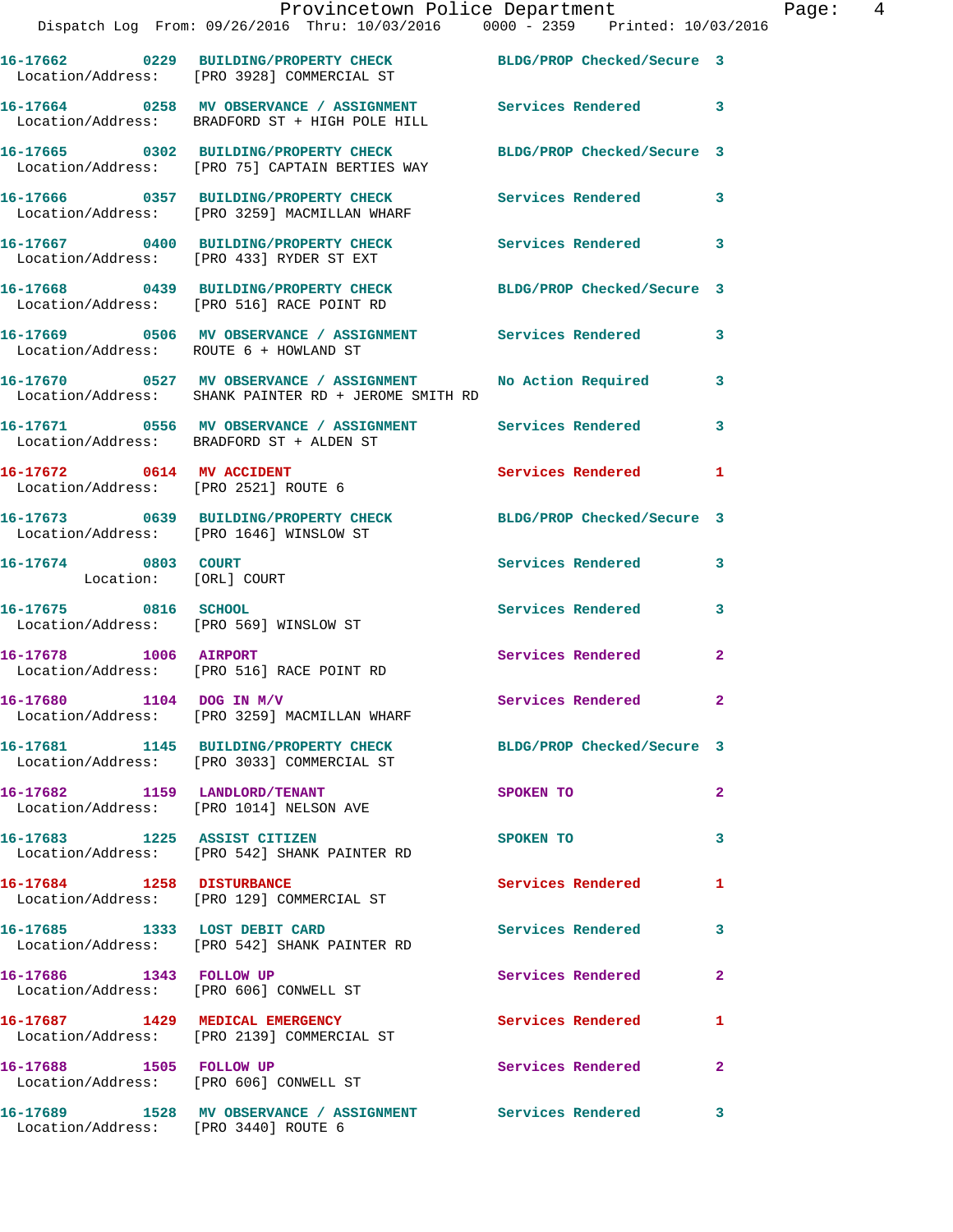16-17662 0229 BUILDING/PROPERTY CHECK BLDG/PROP Checked/Secure 3
Location/Address: [PRO 3928] COMMERCIAL ST

16-17664 0258 MV OBSERVANCE / ASSIGNMENT Services Rendered 3
Location/Address: BRADFORD ST + HIGH POLE HILL

16-17665 0302 BUILDING/PROPERTY CHECK BLDG/PROP Checked/Secure 3
Location/Address: [PRO 75] CAPTAIN BERTIES WAY

16-17666 0357 BUILDING/PROPERTY CHECK Services Rendered 3
Location/Address: [PRO 3259] MACMILLAN WHARF

16-17667 0400 BUILDING/PROPERTY CHECK Services Rendered 3
Location/Address: [PRO 433] RYDER ST EXT

16-17668 0439 BUILDING/PROPERTY CHECK BLDG/PROP Checked/Secure 3
Location/Address: [PRO 516] RACE POINT RD

16-17669 0506 MV OBSERVANCE / ASSIGNMENT Services Rendered 3
Location/Address: ROUTE 6 + HOWLAND ST

16-17670 0527 MV OBSERVANCE / ASSIGNMENT No Action Required 3
Location/Address: SHANK PAINTER RD + JEROME SMITH RD

16-17671 0556 MV OBSERVANCE / ASSIGNMENT Services Rendered 3
Location/Address: BRADFORD ST + ALDEN ST

16-17672 0614 MV ACCIDENT Services Rendered 1
Location/Address: [PRO 2521] ROUTE 6

16-17673 0639 BUILDING/PROPERTY CHECK BLDG/PROP Checked/Secure 3
Location/Address: [PRO 1646] WINSLOW ST

16-17674 0803 COURT Services Rendered 3
Location: [ORL] COURT

16-17675 0816 SCHOOL Services Rendered 3
Location/Address: [PRO 569] WINSLOW ST

16-17678 1006 AIRPORT Services Rendered 2
Location/Address: [PRO 516] RACE POINT RD

16-17680 1104 DOG IN M/V Services Rendered 2
Location/Address: [PRO 3259] MACMILLAN WHARF

16-17681 1145 BUILDING/PROPERTY CHECK BLDG/PROP Checked/Secure 3
Location/Address: [PRO 3033] COMMERCIAL ST

16-17682 1159 LANDLORD/TENANT SPOKEN TO 2
Location/Address: [PRO 1014] NELSON AVE

16-17683 1225 ASSIST CITIZEN SPOKEN TO 3
Location/Address: [PRO 542] SHANK PAINTER RD

16-17684 1258 DISTURBANCE Services Rendered 1
Location/Address: [PRO 129] COMMERCIAL ST

16-17685 1333 LOST DEBIT CARD Services Rendered 3
Location/Address: [PRO 542] SHANK PAINTER RD

16-17686 1343 FOLLOW UP Services Rendered 2
Location/Address: [PRO 606] CONWELL ST

16-17687 1429 MEDICAL EMERGENCY Services Rendered 1
Location/Address: [PRO 2139] COMMERCIAL ST

16-17688 1505 FOLLOW UP Services Rendered 2
Location/Address: [PRO 606] CONWELL ST

16-17689 1528 MV OBSERVANCE / ASSIGNMENT Services Rendered 3
Location/Address: [PRO 3440] ROUTE 6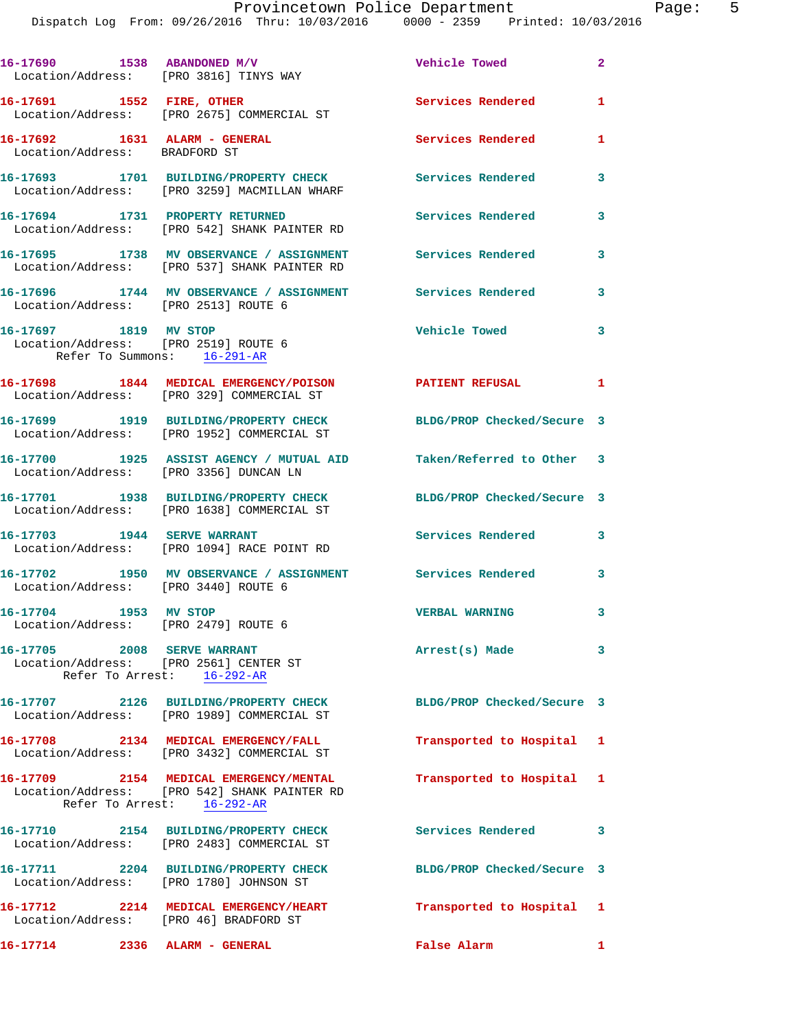16-17690 1538 ABANDONED M/V Vehicle Towed 2
Location/Address: [PRO 3816] TINYS WAY

16-17691 1552 FIRE, OTHER Services Rendered 1
Location/Address: [PRO 2675] COMMERCIAL ST

16-17692 1631 ALARM - GENERAL Services Rendered 1
Location/Address: BRADFORD ST

16-17693 1701 BUILDING/PROPERTY CHECK Services Rendered 3
Location/Address: [PRO 3259] MACMILLAN WHARF

16-17694 1731 PROPERTY RETURNED Services Rendered 3
Location/Address: [PRO 542] SHANK PAINTER RD

16-17695 1738 MV OBSERVANCE / ASSIGNMENT Services Rendered 3
Location/Address: [PRO 537] SHANK PAINTER RD

16-17696 1744 MV OBSERVANCE / ASSIGNMENT Services Rendered 3
Location/Address: [PRO 2513] ROUTE 6

16-17697 1819 MV STOP Vehicle Towed 3
Location/Address: [PRO 2519] ROUTE 6
Refer To Summons: 16-291-AR

16-17698 1844 MEDICAL EMERGENCY/POISON PATIENT REFUSAL 1
Location/Address: [PRO 329] COMMERCIAL ST

16-17699 1919 BUILDING/PROPERTY CHECK BLDG/PROP Checked/Secure 3
Location/Address: [PRO 1952] COMMERCIAL ST

16-17700 1925 ASSIST AGENCY / MUTUAL AID Taken/Referred to Other 3
Location/Address: [PRO 3356] DUNCAN LN

16-17701 1938 BUILDING/PROPERTY CHECK BLDG/PROP Checked/Secure 3
Location/Address: [PRO 1638] COMMERCIAL ST

16-17703 1944 SERVE WARRANT Services Rendered 3
Location/Address: [PRO 1094] RACE POINT RD

16-17702 1950 MV OBSERVANCE / ASSIGNMENT Services Rendered 3
Location/Address: [PRO 3440] ROUTE 6

16-17704 1953 MV STOP VERBAL WARNING 3
Location/Address: [PRO 2479] ROUTE 6

16-17705 2008 SERVE WARRANT Arrest(s) Made 3
Location/Address: [PRO 2561] CENTER ST
Refer To Arrest: 16-292-AR

16-17707 2126 BUILDING/PROPERTY CHECK BLDG/PROP Checked/Secure 3
Location/Address: [PRO 1989] COMMERCIAL ST

16-17708 2134 MEDICAL EMERGENCY/FALL Transported to Hospital 1
Location/Address: [PRO 3432] COMMERCIAL ST

16-17709 2154 MEDICAL EMERGENCY/MENTAL Transported to Hospital 1
Location/Address: [PRO 542] SHANK PAINTER RD
Refer To Arrest: 16-292-AR

16-17710 2154 BUILDING/PROPERTY CHECK Services Rendered 3
Location/Address: [PRO 2483] COMMERCIAL ST

16-17711 2204 BUILDING/PROPERTY CHECK BLDG/PROP Checked/Secure 3
Location/Address: [PRO 1780] JOHNSON ST

16-17712 2214 MEDICAL EMERGENCY/HEART Transported to Hospital 1
Location/Address: [PRO 46] BRADFORD ST

16-17714 2336 ALARM - GENERAL False Alarm 1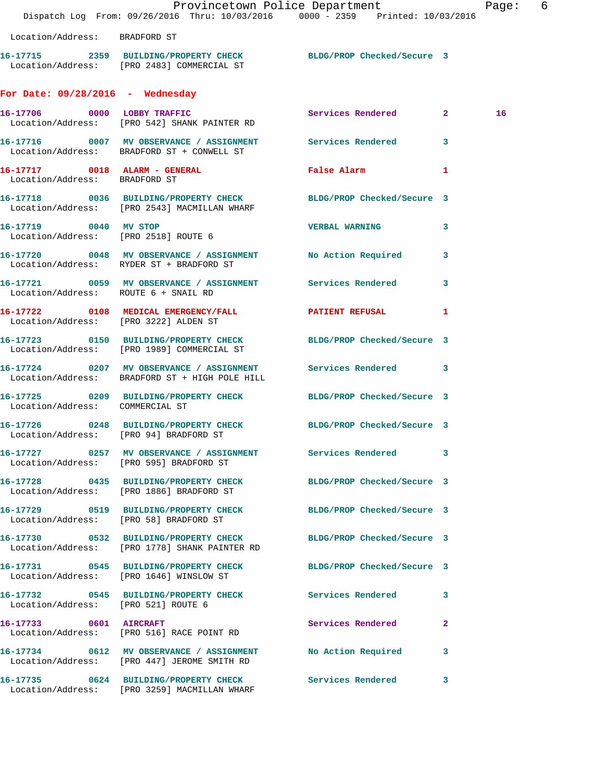Location/Address: BRADFORD ST

16-17715 2359 BUILDING/PROPERTY CHECK BLDG/PROP Checked/Secure 3
Location/Address: [PRO 2483] COMMERCIAL ST

**For Date: 09/28/2016 - Wednesday**

16-17706 0000 LOBBY TRAFFIC Services Rendered 2 16
Location/Address: [PRO 542] SHANK PAINTER RD

16-17716 0007 MV OBSERVANCE / ASSIGNMENT Services Rendered 3
Location/Address: BRADFORD ST + CONWELL ST

16-17717 0018 ALARM - GENERAL False Alarm 1
Location/Address: BRADFORD ST

16-17718 0036 BUILDING/PROPERTY CHECK BLDG/PROP Checked/Secure 3
Location/Address: [PRO 2543] MACMILLAN WHARF

16-17719 0040 MV STOP VERBAL WARNING 3
Location/Address: [PRO 2518] ROUTE 6

16-17720 0048 MV OBSERVANCE / ASSIGNMENT No Action Required 3
Location/Address: RYDER ST + BRADFORD ST

16-17721 0059 MV OBSERVANCE / ASSIGNMENT Services Rendered 3
Location/Address: ROUTE 6 + SNAIL RD

16-17722 0108 MEDICAL EMERGENCY/FALL PATIENT REFUSAL 1
Location/Address: [PRO 3222] ALDEN ST

16-17723 0150 BUILDING/PROPERTY CHECK BLDG/PROP Checked/Secure 3
Location/Address: [PRO 1989] COMMERCIAL ST

16-17724 0207 MV OBSERVANCE / ASSIGNMENT Services Rendered 3
Location/Address: BRADFORD ST + HIGH POLE HILL

16-17725 0209 BUILDING/PROPERTY CHECK BLDG/PROP Checked/Secure 3
Location/Address: COMMERCIAL ST

16-17726 0248 BUILDING/PROPERTY CHECK BLDG/PROP Checked/Secure 3
Location/Address: [PRO 94] BRADFORD ST

16-17727 0257 MV OBSERVANCE / ASSIGNMENT Services Rendered 3
Location/Address: [PRO 595] BRADFORD ST

16-17728 0435 BUILDING/PROPERTY CHECK BLDG/PROP Checked/Secure 3
Location/Address: [PRO 1886] BRADFORD ST

16-17729 0519 BUILDING/PROPERTY CHECK BLDG/PROP Checked/Secure 3
Location/Address: [PRO 58] BRADFORD ST

16-17730 0532 BUILDING/PROPERTY CHECK BLDG/PROP Checked/Secure 3
Location/Address: [PRO 1778] SHANK PAINTER RD

16-17731 0545 BUILDING/PROPERTY CHECK BLDG/PROP Checked/Secure 3
Location/Address: [PRO 1646] WINSLOW ST

16-17732 0545 BUILDING/PROPERTY CHECK Services Rendered 3
Location/Address: [PRO 521] ROUTE 6

16-17733 0601 AIRCRAFT Services Rendered 2
Location/Address: [PRO 516] RACE POINT RD

16-17734 0612 MV OBSERVANCE / ASSIGNMENT No Action Required 3
Location/Address: [PRO 447] JEROME SMITH RD

16-17735 0624 BUILDING/PROPERTY CHECK Services Rendered 3
Location/Address: [PRO 3259] MACMILLAN WHARF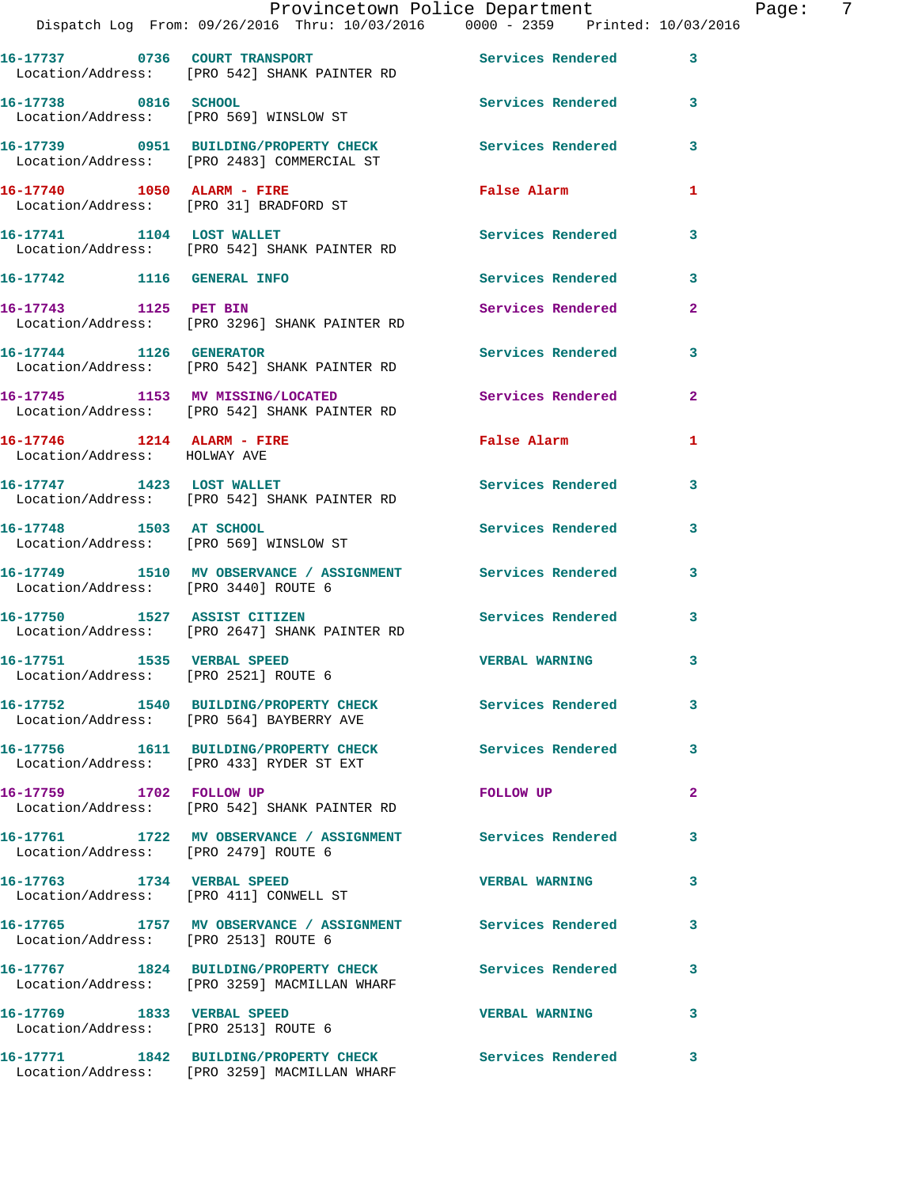| Call Number | Time | Call Reason | Action | Priority |
|---|---|---|---|---|
| 16-17737 | 0736 | COURT TRANSPORT | Services Rendered | 3 |
| Location/Address: [PRO 542] SHANK PAINTER RD | | | | |
| 16-17738 | 0816 | SCHOOL | Services Rendered | 3 |
| Location/Address: [PRO 569] WINSLOW ST | | | | |
| 16-17739 | 0951 | BUILDING/PROPERTY CHECK | Services Rendered | 3 |
| Location/Address: [PRO 2483] COMMERCIAL ST | | | | |
| 16-17740 | 1050 | ALARM - FIRE | False Alarm | 1 |
| Location/Address: [PRO 31] BRADFORD ST | | | | |
| 16-17741 | 1104 | LOST WALLET | Services Rendered | 3 |
| Location/Address: [PRO 542] SHANK PAINTER RD | | | | |
| 16-17742 | 1116 | GENERAL INFO | Services Rendered | 3 |
| 16-17743 | 1125 | PET BIN | Services Rendered | 2 |
| Location/Address: [PRO 3296] SHANK PAINTER RD | | | | |
| 16-17744 | 1126 | GENERATOR | Services Rendered | 3 |
| Location/Address: [PRO 542] SHANK PAINTER RD | | | | |
| 16-17745 | 1153 | MV MISSING/LOCATED | Services Rendered | 2 |
| Location/Address: [PRO 542] SHANK PAINTER RD | | | | |
| 16-17746 | 1214 | ALARM - FIRE | False Alarm | 1 |
| Location/Address: HOLWAY AVE | | | | |
| 16-17747 | 1423 | LOST WALLET | Services Rendered | 3 |
| Location/Address: [PRO 542] SHANK PAINTER RD | | | | |
| 16-17748 | 1503 | AT SCHOOL | Services Rendered | 3 |
| Location/Address: [PRO 569] WINSLOW ST | | | | |
| 16-17749 | 1510 | MV OBSERVANCE / ASSIGNMENT | Services Rendered | 3 |
| Location/Address: [PRO 3440] ROUTE 6 | | | | |
| 16-17750 | 1527 | ASSIST CITIZEN | Services Rendered | 3 |
| Location/Address: [PRO 2647] SHANK PAINTER RD | | | | |
| 16-17751 | 1535 | VERBAL SPEED | VERBAL WARNING | 3 |
| Location/Address: [PRO 2521] ROUTE 6 | | | | |
| 16-17752 | 1540 | BUILDING/PROPERTY CHECK | Services Rendered | 3 |
| Location/Address: [PRO 564] BAYBERRY AVE | | | | |
| 16-17756 | 1611 | BUILDING/PROPERTY CHECK | Services Rendered | 3 |
| Location/Address: [PRO 433] RYDER ST EXT | | | | |
| 16-17759 | 1702 | FOLLOW UP | FOLLOW UP | 2 |
| Location/Address: [PRO 542] SHANK PAINTER RD | | | | |
| 16-17761 | 1722 | MV OBSERVANCE / ASSIGNMENT | Services Rendered | 3 |
| Location/Address: [PRO 2479] ROUTE 6 | | | | |
| 16-17763 | 1734 | VERBAL SPEED | VERBAL WARNING | 3 |
| Location/Address: [PRO 411] CONWELL ST | | | | |
| 16-17765 | 1757 | MV OBSERVANCE / ASSIGNMENT | Services Rendered | 3 |
| Location/Address: [PRO 2513] ROUTE 6 | | | | |
| 16-17767 | 1824 | BUILDING/PROPERTY CHECK | Services Rendered | 3 |
| Location/Address: [PRO 3259] MACMILLAN WHARF | | | | |
| 16-17769 | 1833 | VERBAL SPEED | VERBAL WARNING | 3 |
| Location/Address: [PRO 2513] ROUTE 6 | | | | |
| 16-17771 | 1842 | BUILDING/PROPERTY CHECK | Services Rendered | 3 |
| Location/Address: [PRO 3259] MACMILLAN WHARF | | | | |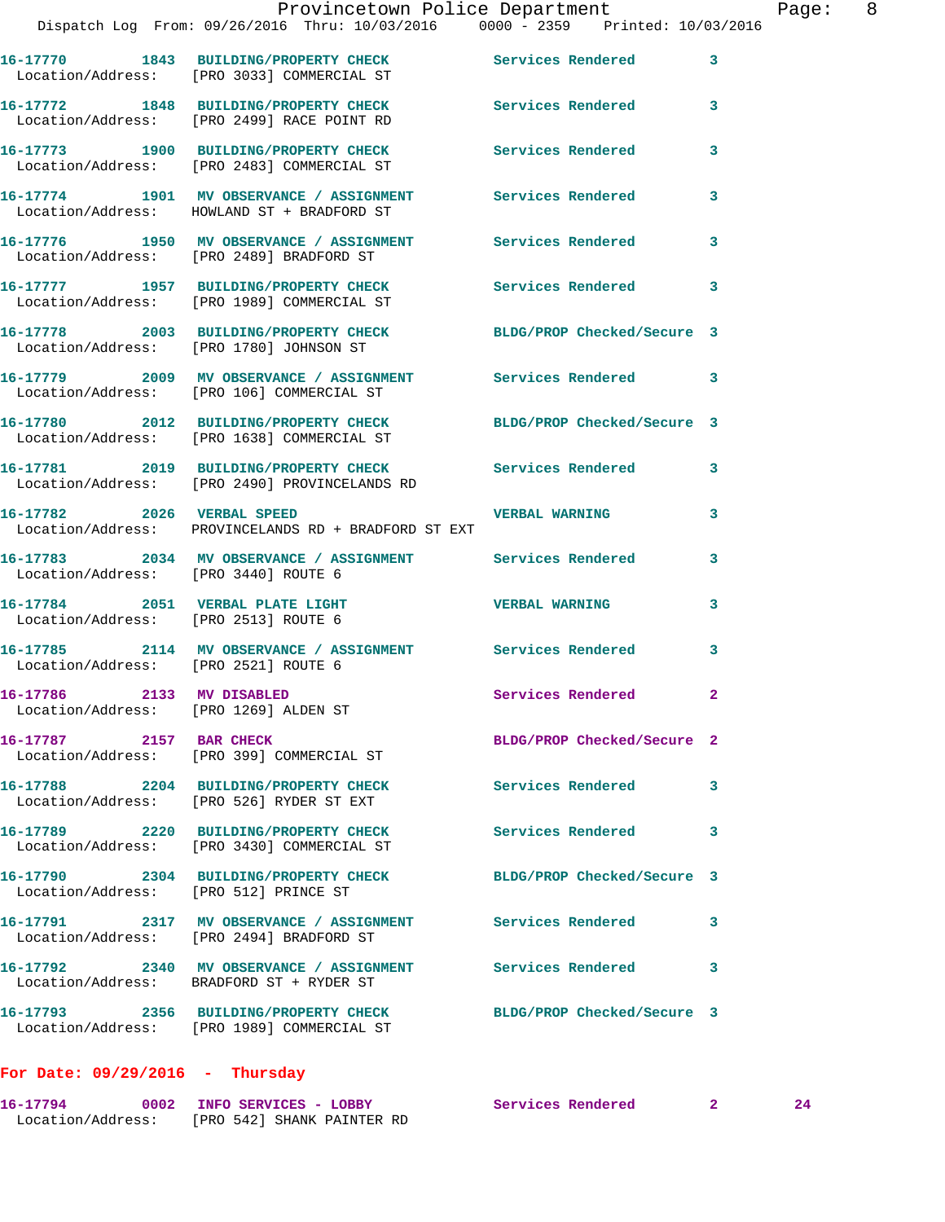16-17770 1843 BUILDING/PROPERTY CHECK Services Rendered 3
 Location/Address: [PRO 3033] COMMERCIAL ST

16-17772 1848 BUILDING/PROPERTY CHECK Services Rendered 3
 Location/Address: [PRO 2499] RACE POINT RD

16-17773 1900 BUILDING/PROPERTY CHECK Services Rendered 3
 Location/Address: [PRO 2483] COMMERCIAL ST

16-17774 1901 MV OBSERVANCE / ASSIGNMENT Services Rendered 3
 Location/Address: HOWLAND ST + BRADFORD ST

16-17776 1950 MV OBSERVANCE / ASSIGNMENT Services Rendered 3
 Location/Address: [PRO 2489] BRADFORD ST

16-17777 1957 BUILDING/PROPERTY CHECK Services Rendered 3
 Location/Address: [PRO 1989] COMMERCIAL ST

16-17778 2003 BUILDING/PROPERTY CHECK BLDG/PROP Checked/Secure 3
 Location/Address: [PRO 1780] JOHNSON ST

16-17779 2009 MV OBSERVANCE / ASSIGNMENT Services Rendered 3
 Location/Address: [PRO 106] COMMERCIAL ST

16-17780 2012 BUILDING/PROPERTY CHECK BLDG/PROP Checked/Secure 3
 Location/Address: [PRO 1638] COMMERCIAL ST

16-17781 2019 BUILDING/PROPERTY CHECK Services Rendered 3
 Location/Address: [PRO 2490] PROVINCELANDS RD

16-17782 2026 VERBAL SPEED VERBAL WARNING 3
 Location/Address: PROVINCELANDS RD + BRADFORD ST EXT

16-17783 2034 MV OBSERVANCE / ASSIGNMENT Services Rendered 3
 Location/Address: [PRO 3440] ROUTE 6

16-17784 2051 VERBAL PLATE LIGHT VERBAL WARNING 3
 Location/Address: [PRO 2513] ROUTE 6

16-17785 2114 MV OBSERVANCE / ASSIGNMENT Services Rendered 3
 Location/Address: [PRO 2521] ROUTE 6

16-17786 2133 MV DISABLED Services Rendered 2
 Location/Address: [PRO 1269] ALDEN ST

16-17787 2157 BAR CHECK BLDG/PROP Checked/Secure 2
 Location/Address: [PRO 399] COMMERCIAL ST

16-17788 2204 BUILDING/PROPERTY CHECK Services Rendered 3
 Location/Address: [PRO 526] RYDER ST EXT

16-17789 2220 BUILDING/PROPERTY CHECK Services Rendered 3
 Location/Address: [PRO 3430] COMMERCIAL ST

16-17790 2304 BUILDING/PROPERTY CHECK BLDG/PROP Checked/Secure 3
 Location/Address: [PRO 512] PRINCE ST

16-17791 2317 MV OBSERVANCE / ASSIGNMENT Services Rendered 3
 Location/Address: [PRO 2494] BRADFORD ST

16-17792 2340 MV OBSERVANCE / ASSIGNMENT Services Rendered 3
 Location/Address: BRADFORD ST + RYDER ST

16-17793 2356 BUILDING/PROPERTY CHECK BLDG/PROP Checked/Secure 3
 Location/Address: [PRO 1989] COMMERCIAL ST

**For Date: 09/29/2016 - Thursday**

16-17794 0002 INFO SERVICES - LOBBY Services Rendered 2 24
 Location/Address: [PRO 542] SHANK PAINTER RD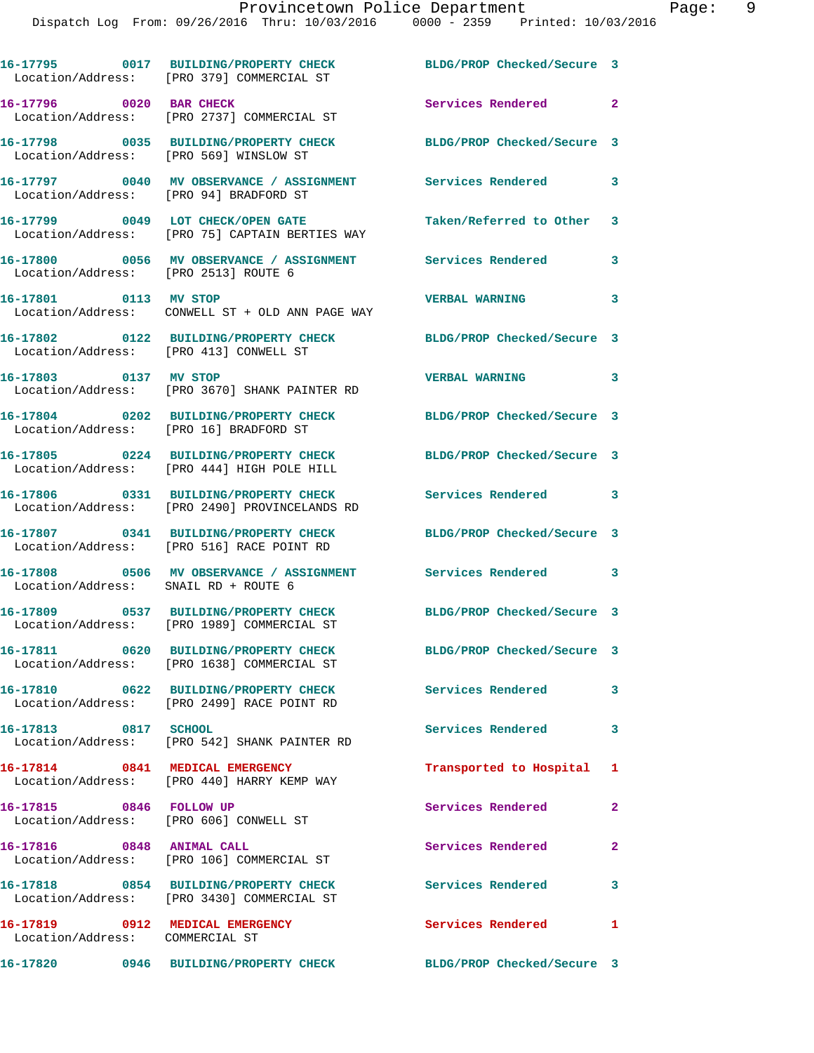16-17795 0017 BUILDING/PROPERTY CHECK BLDG/PROP Checked/Secure 3
Location/Address: [PRO 379] COMMERCIAL ST

16-17796 0020 BAR CHECK Services Rendered 2
Location/Address: [PRO 2737] COMMERCIAL ST

16-17798 0035 BUILDING/PROPERTY CHECK BLDG/PROP Checked/Secure 3
Location/Address: [PRO 569] WINSLOW ST

16-17797 0040 MV OBSERVANCE / ASSIGNMENT Services Rendered 3
Location/Address: [PRO 94] BRADFORD ST

16-17799 0049 LOT CHECK/OPEN GATE Taken/Referred to Other 3
Location/Address: [PRO 75] CAPTAIN BERTIES WAY

16-17800 0056 MV OBSERVANCE / ASSIGNMENT Services Rendered 3
Location/Address: [PRO 2513] ROUTE 6

16-17801 0113 MV STOP VERBAL WARNING 3
Location/Address: CONWELL ST + OLD ANN PAGE WAY

16-17802 0122 BUILDING/PROPERTY CHECK BLDG/PROP Checked/Secure 3
Location/Address: [PRO 413] CONWELL ST

16-17803 0137 MV STOP VERBAL WARNING 3
Location/Address: [PRO 3670] SHANK PAINTER RD

16-17804 0202 BUILDING/PROPERTY CHECK BLDG/PROP Checked/Secure 3
Location/Address: [PRO 16] BRADFORD ST

16-17805 0224 BUILDING/PROPERTY CHECK BLDG/PROP Checked/Secure 3
Location/Address: [PRO 444] HIGH POLE HILL

16-17806 0331 BUILDING/PROPERTY CHECK Services Rendered 3
Location/Address: [PRO 2490] PROVINCELANDS RD

16-17807 0341 BUILDING/PROPERTY CHECK BLDG/PROP Checked/Secure 3
Location/Address: [PRO 516] RACE POINT RD

16-17808 0506 MV OBSERVANCE / ASSIGNMENT Services Rendered 3
Location/Address: SNAIL RD + ROUTE 6

16-17809 0537 BUILDING/PROPERTY CHECK BLDG/PROP Checked/Secure 3
Location/Address: [PRO 1989] COMMERCIAL ST

16-17811 0620 BUILDING/PROPERTY CHECK BLDG/PROP Checked/Secure 3
Location/Address: [PRO 1638] COMMERCIAL ST

16-17810 0622 BUILDING/PROPERTY CHECK Services Rendered 3
Location/Address: [PRO 2499] RACE POINT RD

16-17813 0817 SCHOOL Services Rendered 3
Location/Address: [PRO 542] SHANK PAINTER RD

16-17814 0841 MEDICAL EMERGENCY Transported to Hospital 1
Location/Address: [PRO 440] HARRY KEMP WAY

16-17815 0846 FOLLOW UP Services Rendered 2
Location/Address: [PRO 606] CONWELL ST

16-17816 0848 ANIMAL CALL Services Rendered 2
Location/Address: [PRO 106] COMMERCIAL ST

16-17818 0854 BUILDING/PROPERTY CHECK Services Rendered 3
Location/Address: [PRO 3430] COMMERCIAL ST

16-17819 0912 MEDICAL EMERGENCY Services Rendered 1
Location/Address: COMMERCIAL ST

16-17820 0946 BUILDING/PROPERTY CHECK BLDG/PROP Checked/Secure 3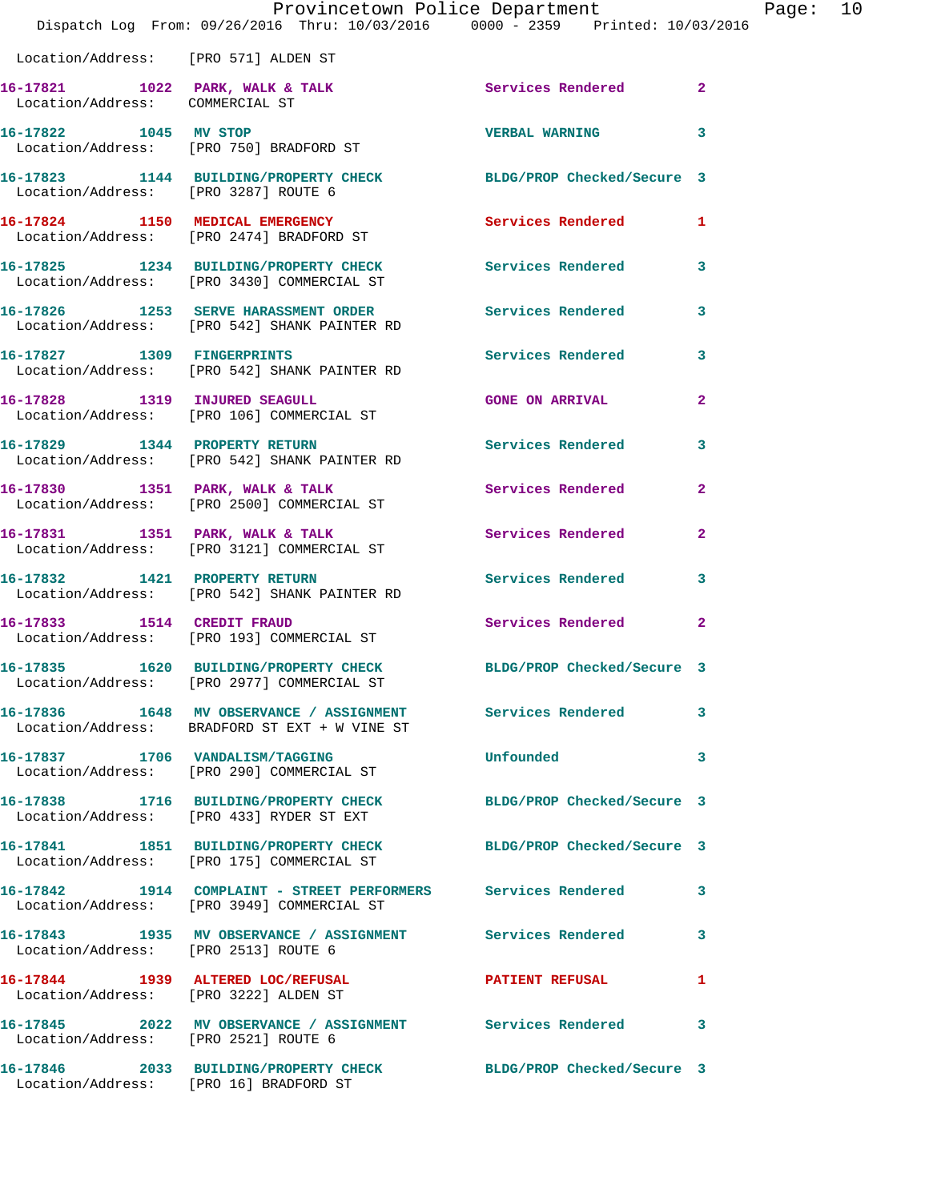Location/Address: [PRO 571] ALDEN ST

**16-17821** 1022 PARK, WALK & TALK Services Rendered 2
Location/Address: COMMERCIAL ST

**16-17822** 1045 MV STOP VERBAL WARNING 3
Location/Address: [PRO 750] BRADFORD ST

**16-17823** 1144 BUILDING/PROPERTY CHECK BLDG/PROP Checked/Secure 3
Location/Address: [PRO 3287] ROUTE 6

**16-17824** 1150 MEDICAL EMERGENCY Services Rendered 1
Location/Address: [PRO 2474] BRADFORD ST

**16-17825** 1234 BUILDING/PROPERTY CHECK Services Rendered 3
Location/Address: [PRO 3430] COMMERCIAL ST

**16-17826** 1253 SERVE HARASSMENT ORDER Services Rendered 3
Location/Address: [PRO 542] SHANK PAINTER RD

**16-17827** 1309 FINGERPRINTS Services Rendered 3
Location/Address: [PRO 542] SHANK PAINTER RD

**16-17828** 1319 INJURED SEAGULL GONE ON ARRIVAL 2
Location/Address: [PRO 106] COMMERCIAL ST

**16-17829** 1344 PROPERTY RETURN Services Rendered 3
Location/Address: [PRO 542] SHANK PAINTER RD

**16-17830** 1351 PARK, WALK & TALK Services Rendered 2
Location/Address: [PRO 2500] COMMERCIAL ST

**16-17831** 1351 PARK, WALK & TALK Services Rendered 2
Location/Address: [PRO 3121] COMMERCIAL ST

**16-17832** 1421 PROPERTY RETURN Services Rendered 3
Location/Address: [PRO 542] SHANK PAINTER RD

**16-17833** 1514 CREDIT FRAUD Services Rendered 2
Location/Address: [PRO 193] COMMERCIAL ST

**16-17835** 1620 BUILDING/PROPERTY CHECK BLDG/PROP Checked/Secure 3
Location/Address: [PRO 2977] COMMERCIAL ST

**16-17836** 1648 MV OBSERVANCE / ASSIGNMENT Services Rendered 3
Location/Address: BRADFORD ST EXT + W VINE ST

**16-17837** 1706 VANDALISM/TAGGING Unfounded 3
Location/Address: [PRO 290] COMMERCIAL ST

**16-17838** 1716 BUILDING/PROPERTY CHECK BLDG/PROP Checked/Secure 3
Location/Address: [PRO 433] RYDER ST EXT

**16-17841** 1851 BUILDING/PROPERTY CHECK BLDG/PROP Checked/Secure 3
Location/Address: [PRO 175] COMMERCIAL ST

**16-17842** 1914 COMPLAINT - STREET PERFORMERS Services Rendered 3
Location/Address: [PRO 3949] COMMERCIAL ST

**16-17843** 1935 MV OBSERVANCE / ASSIGNMENT Services Rendered 3
Location/Address: [PRO 2513] ROUTE 6

**16-17844** 1939 ALTERED LOC/REFUSAL PATIENT REFUSAL 1
Location/Address: [PRO 3222] ALDEN ST

**16-17845** 2022 MV OBSERVANCE / ASSIGNMENT Services Rendered 3
Location/Address: [PRO 2521] ROUTE 6

**16-17846** 2033 BUILDING/PROPERTY CHECK BLDG/PROP Checked/Secure 3
Location/Address: [PRO 16] BRADFORD ST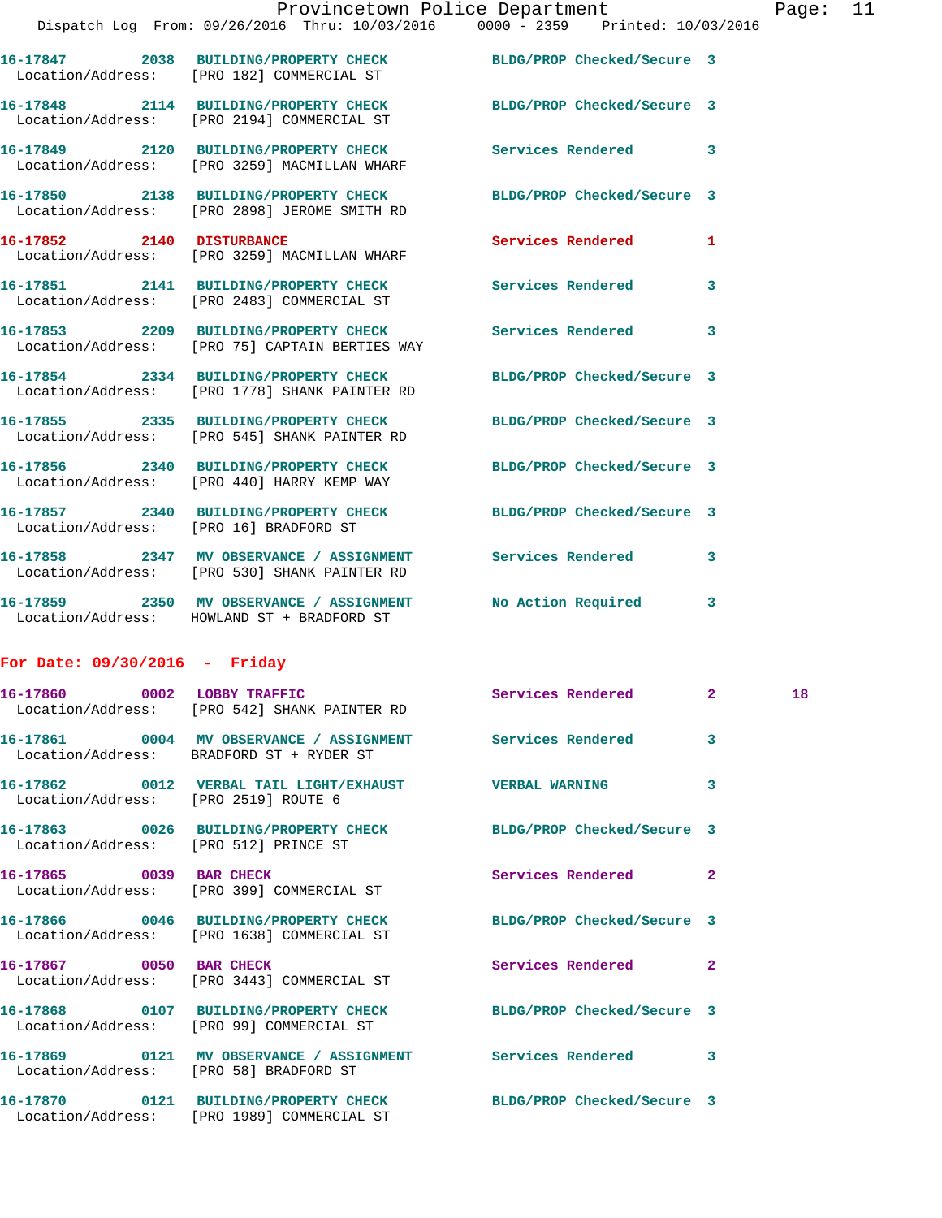16-17847 2038 BUILDING/PROPERTY CHECK BLDG/PROP Checked/Secure 3
Location/Address: [PRO 182] COMMERCIAL ST

16-17848 2114 BUILDING/PROPERTY CHECK BLDG/PROP Checked/Secure 3
Location/Address: [PRO 2194] COMMERCIAL ST

16-17849 2120 BUILDING/PROPERTY CHECK Services Rendered 3
Location/Address: [PRO 3259] MACMILLAN WHARF

16-17850 2138 BUILDING/PROPERTY CHECK BLDG/PROP Checked/Secure 3
Location/Address: [PRO 2898] JEROME SMITH RD

16-17852 2140 DISTURBANCE Services Rendered 1
Location/Address: [PRO 3259] MACMILLAN WHARF

16-17851 2141 BUILDING/PROPERTY CHECK Services Rendered 3
Location/Address: [PRO 2483] COMMERCIAL ST

16-17853 2209 BUILDING/PROPERTY CHECK Services Rendered 3
Location/Address: [PRO 75] CAPTAIN BERTIES WAY

16-17854 2334 BUILDING/PROPERTY CHECK BLDG/PROP Checked/Secure 3
Location/Address: [PRO 1778] SHANK PAINTER RD

16-17855 2335 BUILDING/PROPERTY CHECK BLDG/PROP Checked/Secure 3
Location/Address: [PRO 545] SHANK PAINTER RD

16-17856 2340 BUILDING/PROPERTY CHECK BLDG/PROP Checked/Secure 3
Location/Address: [PRO 440] HARRY KEMP WAY

16-17857 2340 BUILDING/PROPERTY CHECK BLDG/PROP Checked/Secure 3
Location/Address: [PRO 16] BRADFORD ST

16-17858 2347 MV OBSERVANCE / ASSIGNMENT Services Rendered 3
Location/Address: [PRO 530] SHANK PAINTER RD

16-17859 2350 MV OBSERVANCE / ASSIGNMENT No Action Required 3
Location/Address: HOWLAND ST + BRADFORD ST

## For Date: 09/30/2016 - Friday

16-17860 0002 LOBBY TRAFFIC Services Rendered 2 18
Location/Address: [PRO 542] SHANK PAINTER RD

16-17861 0004 MV OBSERVANCE / ASSIGNMENT Services Rendered 3
Location/Address: BRADFORD ST + RYDER ST

16-17862 0012 VERBAL TAIL LIGHT/EXHAUST VERBAL WARNING 3
Location/Address: [PRO 2519] ROUTE 6

16-17863 0026 BUILDING/PROPERTY CHECK BLDG/PROP Checked/Secure 3
Location/Address: [PRO 512] PRINCE ST

16-17865 0039 BAR CHECK Services Rendered 2
Location/Address: [PRO 399] COMMERCIAL ST

16-17866 0046 BUILDING/PROPERTY CHECK BLDG/PROP Checked/Secure 3
Location/Address: [PRO 1638] COMMERCIAL ST

16-17867 0050 BAR CHECK Services Rendered 2
Location/Address: [PRO 3443] COMMERCIAL ST

16-17868 0107 BUILDING/PROPERTY CHECK BLDG/PROP Checked/Secure 3
Location/Address: [PRO 99] COMMERCIAL ST

16-17869 0121 MV OBSERVANCE / ASSIGNMENT Services Rendered 3
Location/Address: [PRO 58] BRADFORD ST

16-17870 0121 BUILDING/PROPERTY CHECK BLDG/PROP Checked/Secure 3
Location/Address: [PRO 1989] COMMERCIAL ST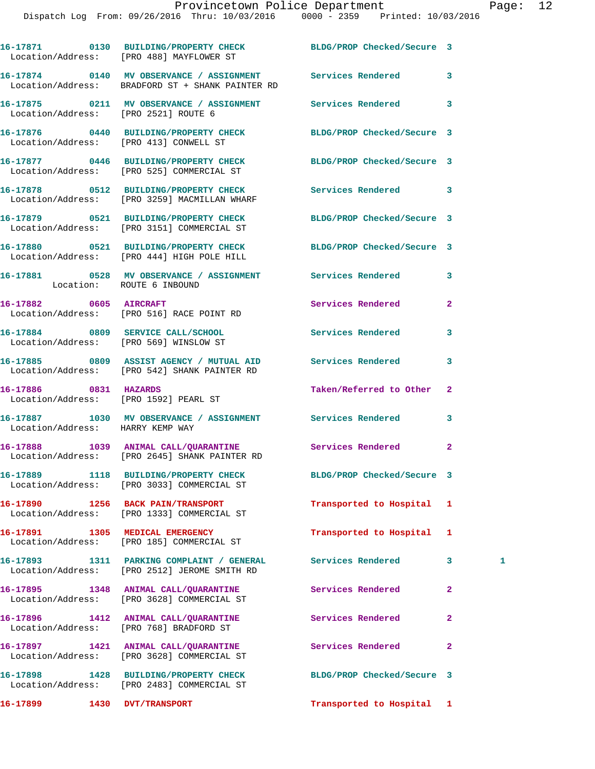16-17871 0130 BUILDING/PROPERTY CHECK BLDG/PROP Checked/Secure 3
Location/Address: [PRO 488] MAYFLOWER ST

16-17874 0140 MV OBSERVANCE / ASSIGNMENT Services Rendered 3
Location/Address: BRADFORD ST + SHANK PAINTER RD

16-17875 0211 MV OBSERVANCE / ASSIGNMENT Services Rendered 3
Location/Address: [PRO 2521] ROUTE 6

16-17876 0440 BUILDING/PROPERTY CHECK BLDG/PROP Checked/Secure 3
Location/Address: [PRO 413] CONWELL ST

16-17877 0446 BUILDING/PROPERTY CHECK BLDG/PROP Checked/Secure 3
Location/Address: [PRO 525] COMMERCIAL ST

16-17878 0512 BUILDING/PROPERTY CHECK Services Rendered 3
Location/Address: [PRO 3259] MACMILLAN WHARF

16-17879 0521 BUILDING/PROPERTY CHECK BLDG/PROP Checked/Secure 3
Location/Address: [PRO 3151] COMMERCIAL ST

16-17880 0521 BUILDING/PROPERTY CHECK BLDG/PROP Checked/Secure 3
Location/Address: [PRO 444] HIGH POLE HILL

16-17881 0528 MV OBSERVANCE / ASSIGNMENT Services Rendered 3
Location: ROUTE 6 INBOUND

16-17882 0605 AIRCRAFT Services Rendered 2
Location/Address: [PRO 516] RACE POINT RD

16-17884 0809 SERVICE CALL/SCHOOL Services Rendered 3
Location/Address: [PRO 569] WINSLOW ST

16-17885 0809 ASSIST AGENCY / MUTUAL AID Services Rendered 3
Location/Address: [PRO 542] SHANK PAINTER RD

16-17886 0831 HAZARDS Taken/Referred to Other 2
Location/Address: [PRO 1592] PEARL ST

16-17887 1030 MV OBSERVANCE / ASSIGNMENT Services Rendered 3
Location/Address: HARRY KEMP WAY

16-17888 1039 ANIMAL CALL/QUARANTINE Services Rendered 2
Location/Address: [PRO 2645] SHANK PAINTER RD

16-17889 1118 BUILDING/PROPERTY CHECK BLDG/PROP Checked/Secure 3
Location/Address: [PRO 3033] COMMERCIAL ST

16-17890 1256 BACK PAIN/TRANSPORT Transported to Hospital 1
Location/Address: [PRO 1333] COMMERCIAL ST

16-17891 1305 MEDICAL EMERGENCY Transported to Hospital 1
Location/Address: [PRO 185] COMMERCIAL ST

16-17893 1311 PARKING COMPLAINT / GENERAL Services Rendered 3 1
Location/Address: [PRO 2512] JEROME SMITH RD

16-17895 1348 ANIMAL CALL/QUARANTINE Services Rendered 2
Location/Address: [PRO 3628] COMMERCIAL ST

16-17896 1412 ANIMAL CALL/QUARANTINE Services Rendered 2
Location/Address: [PRO 768] BRADFORD ST

16-17897 1421 ANIMAL CALL/QUARANTINE Services Rendered 2
Location/Address: [PRO 3628] COMMERCIAL ST

16-17898 1428 BUILDING/PROPERTY CHECK BLDG/PROP Checked/Secure 3
Location/Address: [PRO 2483] COMMERCIAL ST

16-17899 1430 DVT/TRANSPORT Transported to Hospital 1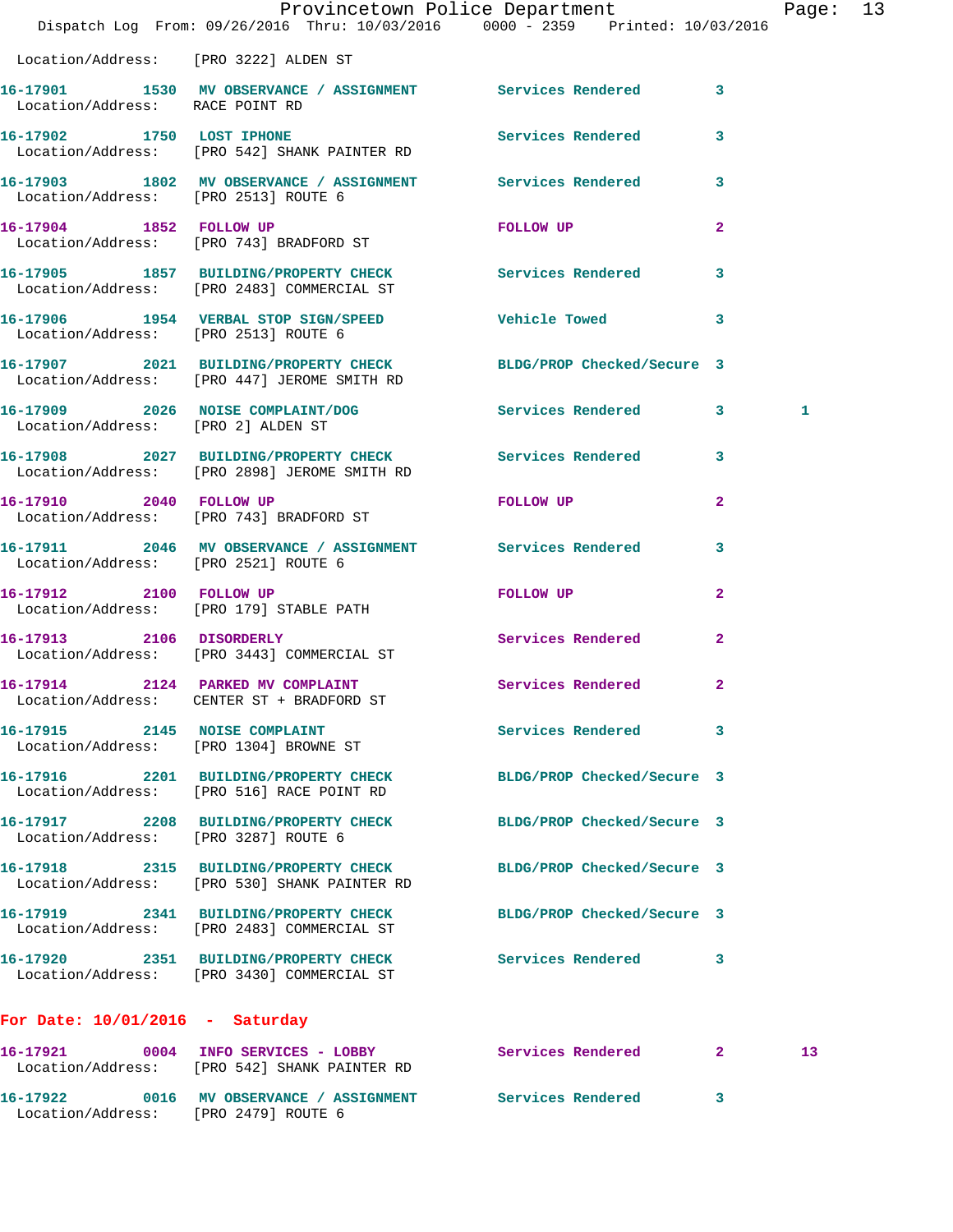Location/Address: [PRO 3222] ALDEN ST

**16-17901 1530 MV OBSERVANCE / ASSIGNMENT** Services Rendered 3
Location/Address: RACE POINT RD

**16-17902 1750 LOST IPHONE** Services Rendered 3
Location/Address: [PRO 542] SHANK PAINTER RD

**16-17903 1802 MV OBSERVANCE / ASSIGNMENT** Services Rendered 3
Location/Address: [PRO 2513] ROUTE 6

**16-17904 1852 FOLLOW UP** FOLLOW UP 2
Location/Address: [PRO 743] BRADFORD ST

**16-17905 1857 BUILDING/PROPERTY CHECK** Services Rendered 3
Location/Address: [PRO 2483] COMMERCIAL ST

**16-17906 1954 VERBAL STOP SIGN/SPEED** Vehicle Towed 3
Location/Address: [PRO 2513] ROUTE 6

**16-17907 2021 BUILDING/PROPERTY CHECK** BLDG/PROP Checked/Secure 3
Location/Address: [PRO 447] JEROME SMITH RD

**16-17909 2026 NOISE COMPLAINT/DOG** Services Rendered 3 1
Location/Address: [PRO 2] ALDEN ST

**16-17908 2027 BUILDING/PROPERTY CHECK** Services Rendered 3
Location/Address: [PRO 2898] JEROME SMITH RD

**16-17910 2040 FOLLOW UP** FOLLOW UP 2
Location/Address: [PRO 743] BRADFORD ST

**16-17911 2046 MV OBSERVANCE / ASSIGNMENT** Services Rendered 3
Location/Address: [PRO 2521] ROUTE 6

**16-17912 2100 FOLLOW UP** FOLLOW UP 2
Location/Address: [PRO 179] STABLE PATH

**16-17913 2106 DISORDERLY** Services Rendered 2
Location/Address: [PRO 3443] COMMERCIAL ST

**16-17914 2124 PARKED MV COMPLAINT** Services Rendered 2
Location/Address: CENTER ST + BRADFORD ST

**16-17915 2145 NOISE COMPLAINT** Services Rendered 3
Location/Address: [PRO 1304] BROWNE ST

**16-17916 2201 BUILDING/PROPERTY CHECK** BLDG/PROP Checked/Secure 3
Location/Address: [PRO 516] RACE POINT RD

**16-17917 2208 BUILDING/PROPERTY CHECK** BLDG/PROP Checked/Secure 3
Location/Address: [PRO 3287] ROUTE 6

**16-17918 2315 BUILDING/PROPERTY CHECK** BLDG/PROP Checked/Secure 3
Location/Address: [PRO 530] SHANK PAINTER RD

**16-17919 2341 BUILDING/PROPERTY CHECK** BLDG/PROP Checked/Secure 3
Location/Address: [PRO 2483] COMMERCIAL ST

**16-17920 2351 BUILDING/PROPERTY CHECK** Services Rendered 3
Location/Address: [PRO 3430] COMMERCIAL ST

## For Date: 10/01/2016 - Saturday

**16-17921 0004 INFO SERVICES - LOBBY** Services Rendered 2 13
Location/Address: [PRO 542] SHANK PAINTER RD

**16-17922 0016 MV OBSERVANCE / ASSIGNMENT** Services Rendered 3
Location/Address: [PRO 2479] ROUTE 6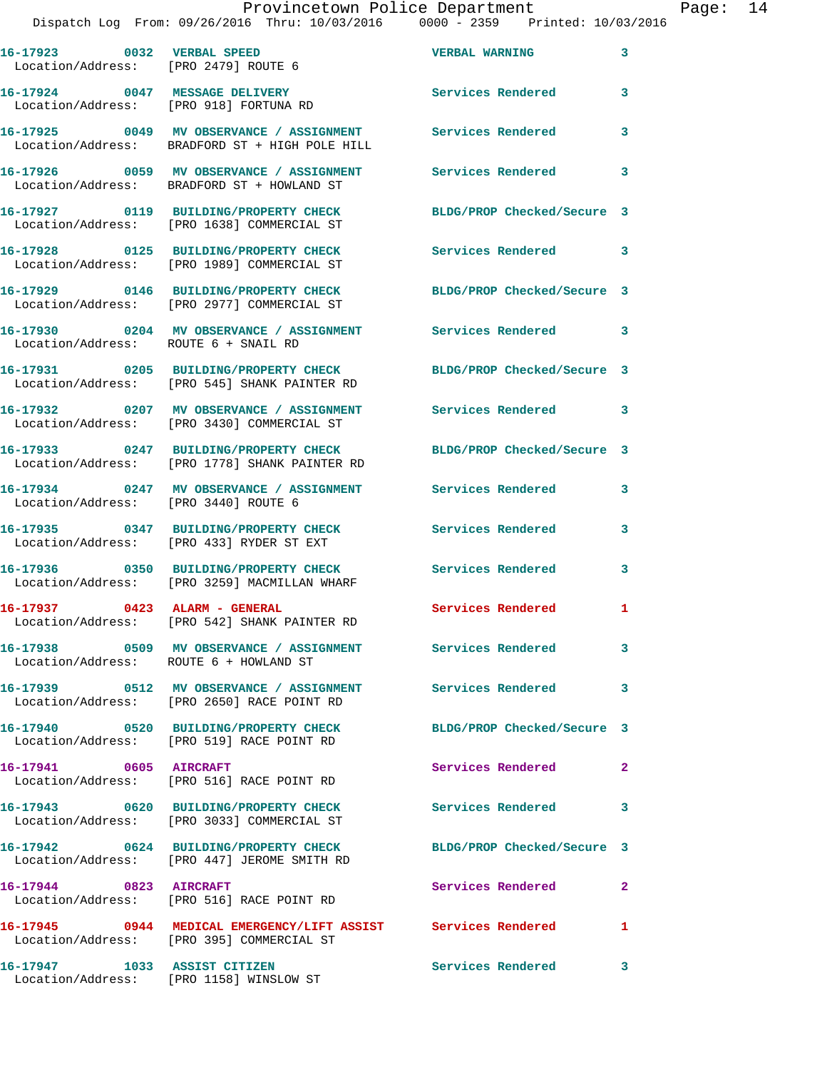| Call Number | Time | Call Reason | Action | Priority |
|---|---|---|---|---|
| 16-17923 | 0032 | VERBAL SPEED | VERBAL WARNING | 3 |
| Location/Address: [PRO 2479] ROUTE 6 | | | | |
| 16-17924 | 0047 | MESSAGE DELIVERY | Services Rendered | 3 |
| Location/Address: [PRO 918] FORTUNA RD | | | | |
| 16-17925 | 0049 | MV OBSERVANCE / ASSIGNMENT | Services Rendered | 3 |
| Location/Address: BRADFORD ST + HIGH POLE HILL | | | | |
| 16-17926 | 0059 | MV OBSERVANCE / ASSIGNMENT | Services Rendered | 3 |
| Location/Address: BRADFORD ST + HOWLAND ST | | | | |
| 16-17927 | 0119 | BUILDING/PROPERTY CHECK | BLDG/PROP Checked/Secure | 3 |
| Location/Address: [PRO 1638] COMMERCIAL ST | | | | |
| 16-17928 | 0125 | BUILDING/PROPERTY CHECK | Services Rendered | 3 |
| Location/Address: [PRO 1989] COMMERCIAL ST | | | | |
| 16-17929 | 0146 | BUILDING/PROPERTY CHECK | BLDG/PROP Checked/Secure | 3 |
| Location/Address: [PRO 2977] COMMERCIAL ST | | | | |
| 16-17930 | 0204 | MV OBSERVANCE / ASSIGNMENT | Services Rendered | 3 |
| Location/Address: ROUTE 6 + SNAIL RD | | | | |
| 16-17931 | 0205 | BUILDING/PROPERTY CHECK | BLDG/PROP Checked/Secure | 3 |
| Location/Address: [PRO 545] SHANK PAINTER RD | | | | |
| 16-17932 | 0207 | MV OBSERVANCE / ASSIGNMENT | Services Rendered | 3 |
| Location/Address: [PRO 3430] COMMERCIAL ST | | | | |
| 16-17933 | 0247 | BUILDING/PROPERTY CHECK | BLDG/PROP Checked/Secure | 3 |
| Location/Address: [PRO 1778] SHANK PAINTER RD | | | | |
| 16-17934 | 0247 | MV OBSERVANCE / ASSIGNMENT | Services Rendered | 3 |
| Location/Address: [PRO 3440] ROUTE 6 | | | | |
| 16-17935 | 0347 | BUILDING/PROPERTY CHECK | Services Rendered | 3 |
| Location/Address: [PRO 433] RYDER ST EXT | | | | |
| 16-17936 | 0350 | BUILDING/PROPERTY CHECK | Services Rendered | 3 |
| Location/Address: [PRO 3259] MACMILLAN WHARF | | | | |
| 16-17937 | 0423 | ALARM - GENERAL | Services Rendered | 1 |
| Location/Address: [PRO 542] SHANK PAINTER RD | | | | |
| 16-17938 | 0509 | MV OBSERVANCE / ASSIGNMENT | Services Rendered | 3 |
| Location/Address: ROUTE 6 + HOWLAND ST | | | | |
| 16-17939 | 0512 | MV OBSERVANCE / ASSIGNMENT | Services Rendered | 3 |
| Location/Address: [PRO 2650] RACE POINT RD | | | | |
| 16-17940 | 0520 | BUILDING/PROPERTY CHECK | BLDG/PROP Checked/Secure | 3 |
| Location/Address: [PRO 519] RACE POINT RD | | | | |
| 16-17941 | 0605 | AIRCRAFT | Services Rendered | 2 |
| Location/Address: [PRO 516] RACE POINT RD | | | | |
| 16-17943 | 0620 | BUILDING/PROPERTY CHECK | Services Rendered | 3 |
| Location/Address: [PRO 3033] COMMERCIAL ST | | | | |
| 16-17942 | 0624 | BUILDING/PROPERTY CHECK | BLDG/PROP Checked/Secure | 3 |
| Location/Address: [PRO 447] JEROME SMITH RD | | | | |
| 16-17944 | 0823 | AIRCRAFT | Services Rendered | 2 |
| Location/Address: [PRO 516] RACE POINT RD | | | | |
| 16-17945 | 0944 | MEDICAL EMERGENCY/LIFT ASSIST | Services Rendered | 1 |
| Location/Address: [PRO 395] COMMERCIAL ST | | | | |
| 16-17947 | 1033 | ASSIST CITIZEN | Services Rendered | 3 |
| Location/Address: [PRO 1158] WINSLOW ST | | | | |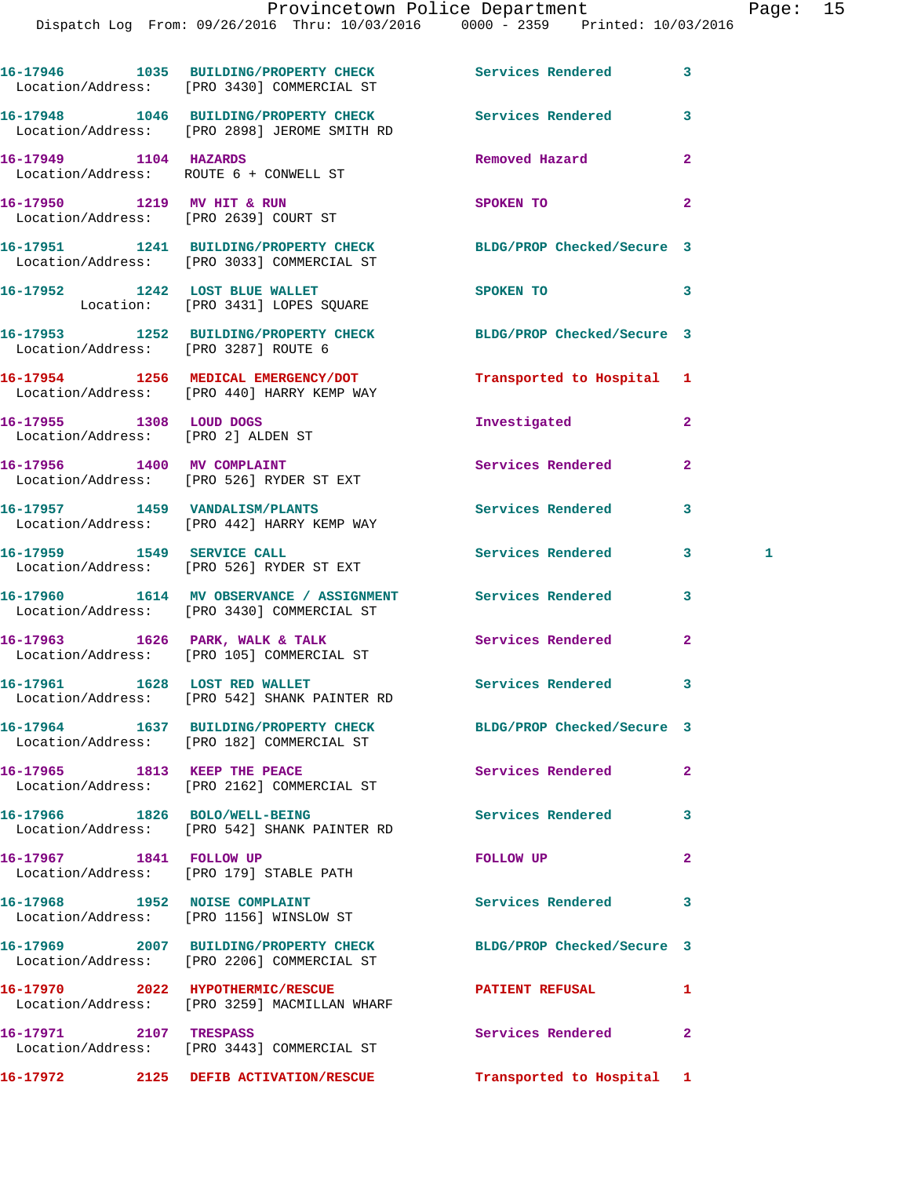Dispatch Log From: 09/26/2016 Thru: 10/03/2016 0000 - 2359 Printed: 10/03/2016

```
16-17946        1035  BUILDING/PROPERTY CHECK         Services Rendered        3
  Location/Address:   [PRO 3430] COMMERCIAL ST

16-17948        1046  BUILDING/PROPERTY CHECK         Services Rendered        3
  Location/Address:   [PRO 2898] JEROME SMITH RD

16-17949        1104  HAZARDS                         Removed Hazard           2
  Location/Address:   ROUTE 6 + CONWELL ST

16-17950        1219  MV HIT & RUN                    SPOKEN TO                2
  Location/Address:   [PRO 2639] COURT ST

16-17951        1241  BUILDING/PROPERTY CHECK         BLDG/PROP Checked/Secure 3
  Location/Address:   [PRO 3033] COMMERCIAL ST

16-17952        1242  LOST BLUE WALLET                SPOKEN TO                3
          Location:   [PRO 3431] LOPES SQUARE

16-17953        1252  BUILDING/PROPERTY CHECK         BLDG/PROP Checked/Secure 3
  Location/Address:   [PRO 3287] ROUTE 6

16-17954        1256  MEDICAL EMERGENCY/DOT           Transported to Hospital  1
  Location/Address:   [PRO 440] HARRY KEMP WAY

16-17955        1308  LOUD DOGS                       Investigated             2
  Location/Address:   [PRO 2] ALDEN ST

16-17956        1400  MV COMPLAINT                    Services Rendered        2
  Location/Address:   [PRO 526] RYDER ST EXT

16-17957        1459  VANDALISM/PLANTS                Services Rendered        3
  Location/Address:   [PRO 442] HARRY KEMP WAY

16-17959        1549  SERVICE CALL                    Services Rendered        3         1
  Location/Address:   [PRO 526] RYDER ST EXT

16-17960        1614  MV OBSERVANCE / ASSIGNMENT      Services Rendered        3
  Location/Address:   [PRO 3430] COMMERCIAL ST

16-17963        1626  PARK, WALK & TALK               Services Rendered        2
  Location/Address:   [PRO 105] COMMERCIAL ST

16-17961        1628  LOST RED WALLET                 Services Rendered        3
  Location/Address:   [PRO 542] SHANK PAINTER RD

16-17964        1637  BUILDING/PROPERTY CHECK         BLDG/PROP Checked/Secure 3
  Location/Address:   [PRO 182] COMMERCIAL ST

16-17965        1813  KEEP THE PEACE                  Services Rendered        2
  Location/Address:   [PRO 2162] COMMERCIAL ST

16-17966        1826  BOLO/WELL-BEING                 Services Rendered        3
  Location/Address:   [PRO 542] SHANK PAINTER RD

16-17967        1841  FOLLOW UP                       FOLLOW UP                2
  Location/Address:   [PRO 179] STABLE PATH

16-17968        1952  NOISE COMPLAINT                 Services Rendered        3
  Location/Address:   [PRO 1156] WINSLOW ST

16-17969        2007  BUILDING/PROPERTY CHECK         BLDG/PROP Checked/Secure 3
  Location/Address:   [PRO 2206] COMMERCIAL ST

16-17970        2022  HYPOTHERMIC/RESCUE              PATIENT REFUSAL          1
  Location/Address:   [PRO 3259] MACMILLAN WHARF

16-17971        2107  TRESPASS                        Services Rendered        2
  Location/Address:   [PRO 3443] COMMERCIAL ST

16-17972        2125  DEFIB ACTIVATION/RESCUE         Transported to Hospital  1
```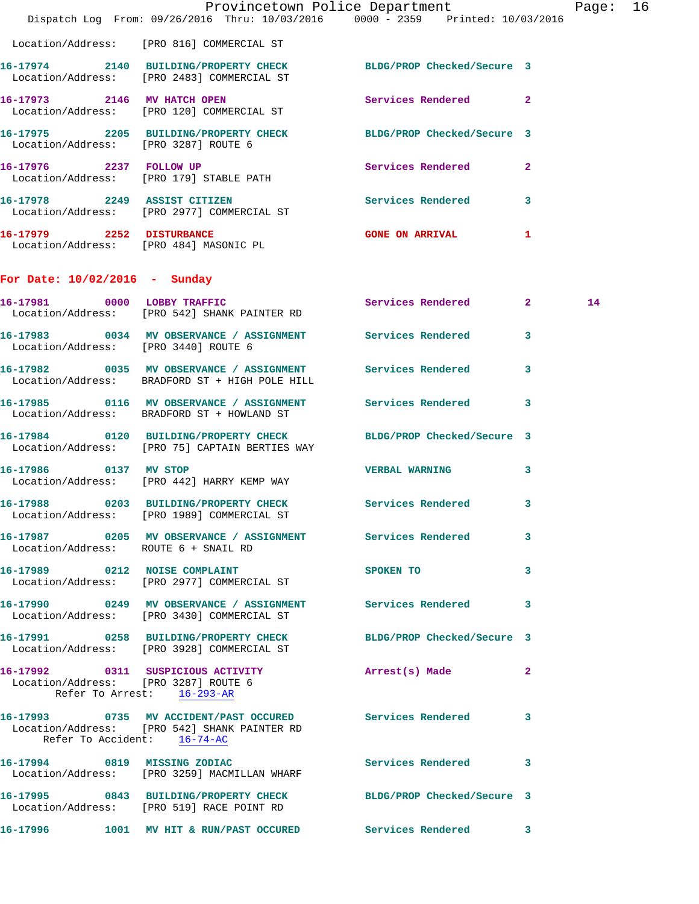Location/Address: [PRO 816] COMMERCIAL ST

16-17974 2140 BUILDING/PROPERTY CHECK BLDG/PROP Checked/Secure 3
Location/Address: [PRO 2483] COMMERCIAL ST

16-17973 2146 MV HATCH OPEN Services Rendered 2
Location/Address: [PRO 120] COMMERCIAL ST

16-17975 2205 BUILDING/PROPERTY CHECK BLDG/PROP Checked/Secure 3
Location/Address: [PRO 3287] ROUTE 6

16-17976 2237 FOLLOW UP Services Rendered 2
Location/Address: [PRO 179] STABLE PATH

16-17978 2249 ASSIST CITIZEN Services Rendered 3
Location/Address: [PRO 2977] COMMERCIAL ST

16-17979 2252 DISTURBANCE GONE ON ARRIVAL 1
Location/Address: [PRO 484] MASONIC PL

## For Date: 10/02/2016 - Sunday

16-17981 0000 LOBBY TRAFFIC Services Rendered 2 14
Location/Address: [PRO 542] SHANK PAINTER RD

16-17983 0034 MV OBSERVANCE / ASSIGNMENT Services Rendered 3
Location/Address: [PRO 3440] ROUTE 6

16-17982 0035 MV OBSERVANCE / ASSIGNMENT Services Rendered 3
Location/Address: BRADFORD ST + HIGH POLE HILL

16-17985 0116 MV OBSERVANCE / ASSIGNMENT Services Rendered 3
Location/Address: BRADFORD ST + HOWLAND ST

16-17984 0120 BUILDING/PROPERTY CHECK BLDG/PROP Checked/Secure 3
Location/Address: [PRO 75] CAPTAIN BERTIES WAY

16-17986 0137 MV STOP VERBAL WARNING 3
Location/Address: [PRO 442] HARRY KEMP WAY

16-17988 0203 BUILDING/PROPERTY CHECK Services Rendered 3
Location/Address: [PRO 1989] COMMERCIAL ST

16-17987 0205 MV OBSERVANCE / ASSIGNMENT Services Rendered 3
Location/Address: ROUTE 6 + SNAIL RD

16-17989 0212 NOISE COMPLAINT SPOKEN TO 3
Location/Address: [PRO 2977] COMMERCIAL ST

16-17990 0249 MV OBSERVANCE / ASSIGNMENT Services Rendered 3
Location/Address: [PRO 3430] COMMERCIAL ST

16-17991 0258 BUILDING/PROPERTY CHECK BLDG/PROP Checked/Secure 3
Location/Address: [PRO 3928] COMMERCIAL ST

16-17992 0311 SUSPICIOUS ACTIVITY Arrest(s) Made 2
Location/Address: [PRO 3287] ROUTE 6
Refer To Arrest: 16-293-AR

16-17993 0735 MV ACCIDENT/PAST OCCURED Services Rendered 3
Location/Address: [PRO 542] SHANK PAINTER RD
Refer To Accident: 16-74-AC

16-17994 0819 MISSING ZODIAC Services Rendered 3
Location/Address: [PRO 3259] MACMILLAN WHARF

16-17995 0843 BUILDING/PROPERTY CHECK BLDG/PROP Checked/Secure 3
Location/Address: [PRO 519] RACE POINT RD

16-17996 1001 MV HIT & RUN/PAST OCCURED Services Rendered 3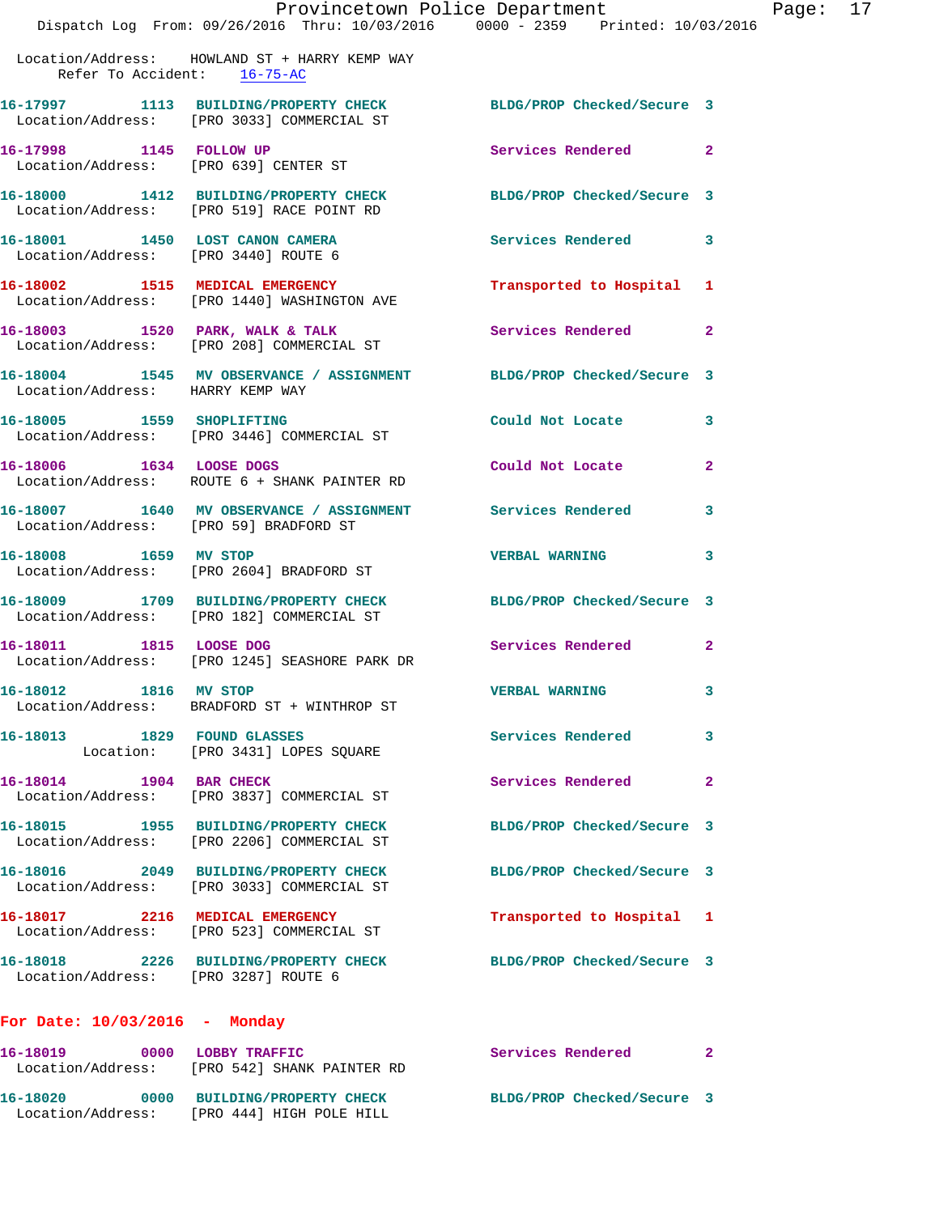Location/Address: HOWLAND ST + HARRY KEMP WAY
Refer To Accident: 16-75-AC

**16-17997** 1113 **BUILDING/PROPERTY CHECK** BLDG/PROP Checked/Secure 3
Location/Address: [PRO 3033] COMMERCIAL ST

**16-17998** 1145 **FOLLOW UP** Services Rendered 2
Location/Address: [PRO 639] CENTER ST

**16-18000** 1412 **BUILDING/PROPERTY CHECK** BLDG/PROP Checked/Secure 3
Location/Address: [PRO 519] RACE POINT RD

**16-18001** 1450 **LOST CANON CAMERA** Services Rendered 3
Location/Address: [PRO 3440] ROUTE 6

**16-18002** 1515 **MEDICAL EMERGENCY** Transported to Hospital 1
Location/Address: [PRO 1440] WASHINGTON AVE

**16-18003** 1520 **PARK, WALK & TALK** Services Rendered 2
Location/Address: [PRO 208] COMMERCIAL ST

**16-18004** 1545 **MV OBSERVANCE / ASSIGNMENT** BLDG/PROP Checked/Secure 3
Location/Address: HARRY KEMP WAY

**16-18005** 1559 **SHOPLIFTING** Could Not Locate 3
Location/Address: [PRO 3446] COMMERCIAL ST

**16-18006** 1634 **LOOSE DOGS** Could Not Locate 2
Location/Address: ROUTE 6 + SHANK PAINTER RD

**16-18007** 1640 **MV OBSERVANCE / ASSIGNMENT** Services Rendered 3
Location/Address: [PRO 59] BRADFORD ST

**16-18008** 1659 **MV STOP** VERBAL WARNING 3
Location/Address: [PRO 2604] BRADFORD ST

**16-18009** 1709 **BUILDING/PROPERTY CHECK** BLDG/PROP Checked/Secure 3
Location/Address: [PRO 182] COMMERCIAL ST

**16-18011** 1815 **LOOSE DOG** Services Rendered 2
Location/Address: [PRO 1245] SEASHORE PARK DR

**16-18012** 1816 **MV STOP** VERBAL WARNING 3
Location/Address: BRADFORD ST + WINTHROP ST

**16-18013** 1829 **FOUND GLASSES** Services Rendered 3
Location: [PRO 3431] LOPES SQUARE

**16-18014** 1904 **BAR CHECK** Services Rendered 2
Location/Address: [PRO 3837] COMMERCIAL ST

**16-18015** 1955 **BUILDING/PROPERTY CHECK** BLDG/PROP Checked/Secure 3
Location/Address: [PRO 2206] COMMERCIAL ST

**16-18016** 2049 **BUILDING/PROPERTY CHECK** BLDG/PROP Checked/Secure 3
Location/Address: [PRO 3033] COMMERCIAL ST

**16-18017** 2216 **MEDICAL EMERGENCY** Transported to Hospital 1
Location/Address: [PRO 523] COMMERCIAL ST

**16-18018** 2226 **BUILDING/PROPERTY CHECK** BLDG/PROP Checked/Secure 3
Location/Address: [PRO 3287] ROUTE 6

## For Date: 10/03/2016 - Monday

**16-18019** 0000 **LOBBY TRAFFIC** Services Rendered 2
Location/Address: [PRO 542] SHANK PAINTER RD

**16-18020** 0000 **BUILDING/PROPERTY CHECK** BLDG/PROP Checked/Secure 3
Location/Address: [PRO 444] HIGH POLE HILL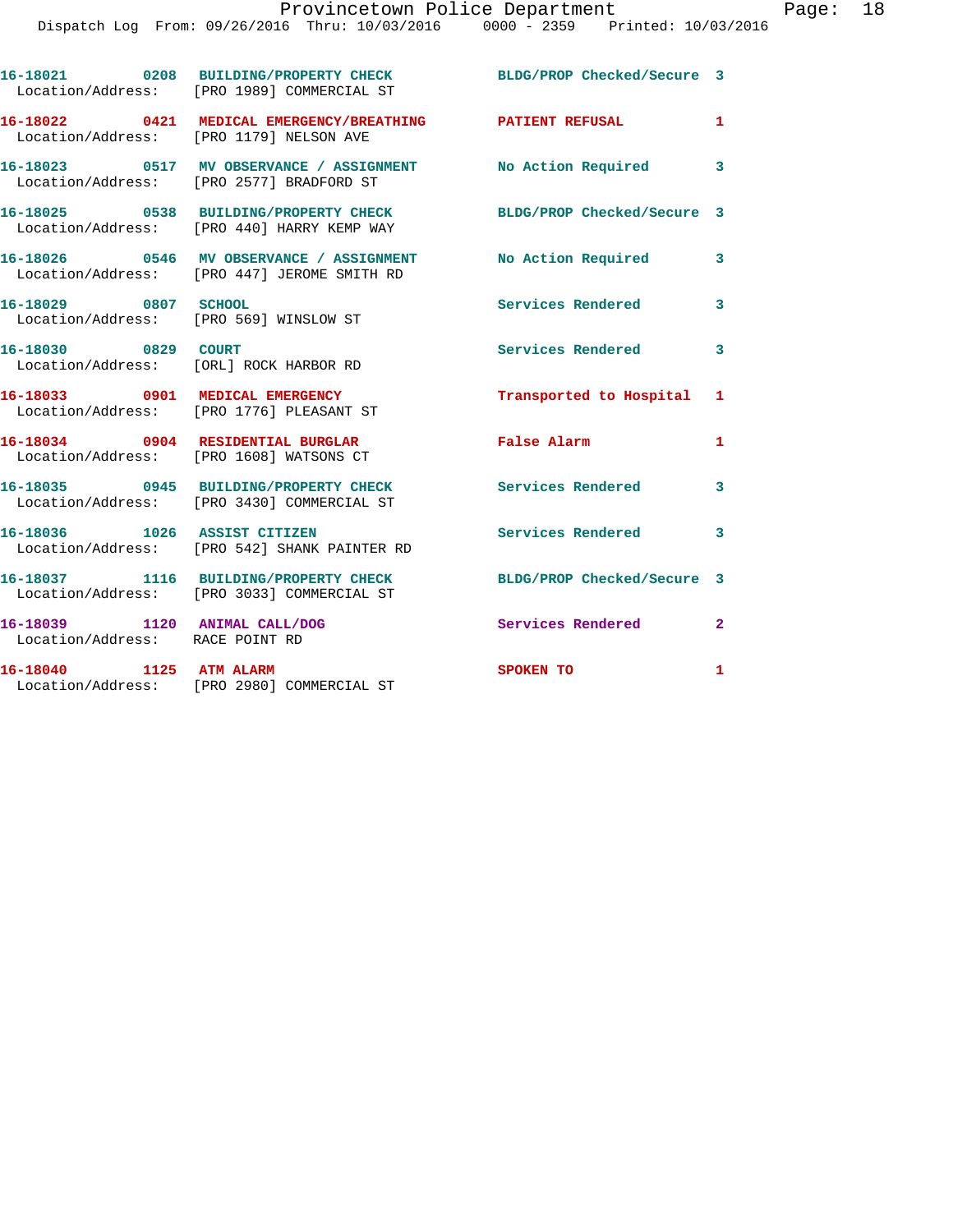| | | | | |
|---|---|---|---|---|
| 16-18021 | 0208 | BUILDING/PROPERTY CHECK | BLDG/PROP Checked/Secure | 3 |
| Location/Address: | | [PRO 1989] COMMERCIAL ST | | |
| 16-18022 | 0421 | MEDICAL EMERGENCY/BREATHING | PATIENT REFUSAL | 1 |
| Location/Address: | | [PRO 1179] NELSON AVE | | |
| 16-18023 | 0517 | MV OBSERVANCE / ASSIGNMENT | No Action Required | 3 |
| Location/Address: | | [PRO 2577] BRADFORD ST | | |
| 16-18025 | 0538 | BUILDING/PROPERTY CHECK | BLDG/PROP Checked/Secure | 3 |
| Location/Address: | | [PRO 440] HARRY KEMP WAY | | |
| 16-18026 | 0546 | MV OBSERVANCE / ASSIGNMENT | No Action Required | 3 |
| Location/Address: | | [PRO 447] JEROME SMITH RD | | |
| 16-18029 | 0807 | SCHOOL | Services Rendered | 3 |
| Location/Address: | | [PRO 569] WINSLOW ST | | |
| 16-18030 | 0829 | COURT | Services Rendered | 3 |
| Location/Address: | | [ORL] ROCK HARBOR RD | | |
| 16-18033 | 0901 | MEDICAL EMERGENCY | Transported to Hospital | 1 |
| Location/Address: | | [PRO 1776] PLEASANT ST | | |
| 16-18034 | 0904 | RESIDENTIAL BURGLAR | False Alarm | 1 |
| Location/Address: | | [PRO 1608] WATSONS CT | | |
| 16-18035 | 0945 | BUILDING/PROPERTY CHECK | Services Rendered | 3 |
| Location/Address: | | [PRO 3430] COMMERCIAL ST | | |
| 16-18036 | 1026 | ASSIST CITIZEN | Services Rendered | 3 |
| Location/Address: | | [PRO 542] SHANK PAINTER RD | | |
| 16-18037 | 1116 | BUILDING/PROPERTY CHECK | BLDG/PROP Checked/Secure | 3 |
| Location/Address: | | [PRO 3033] COMMERCIAL ST | | |
| 16-18039 | 1120 | ANIMAL CALL/DOG | Services Rendered | 2 |
| Location/Address: | | RACE POINT RD | | |
| 16-18040 | 1125 | ATM ALARM | SPOKEN TO | 1 |
| Location/Address: | | [PRO 2980] COMMERCIAL ST | | |